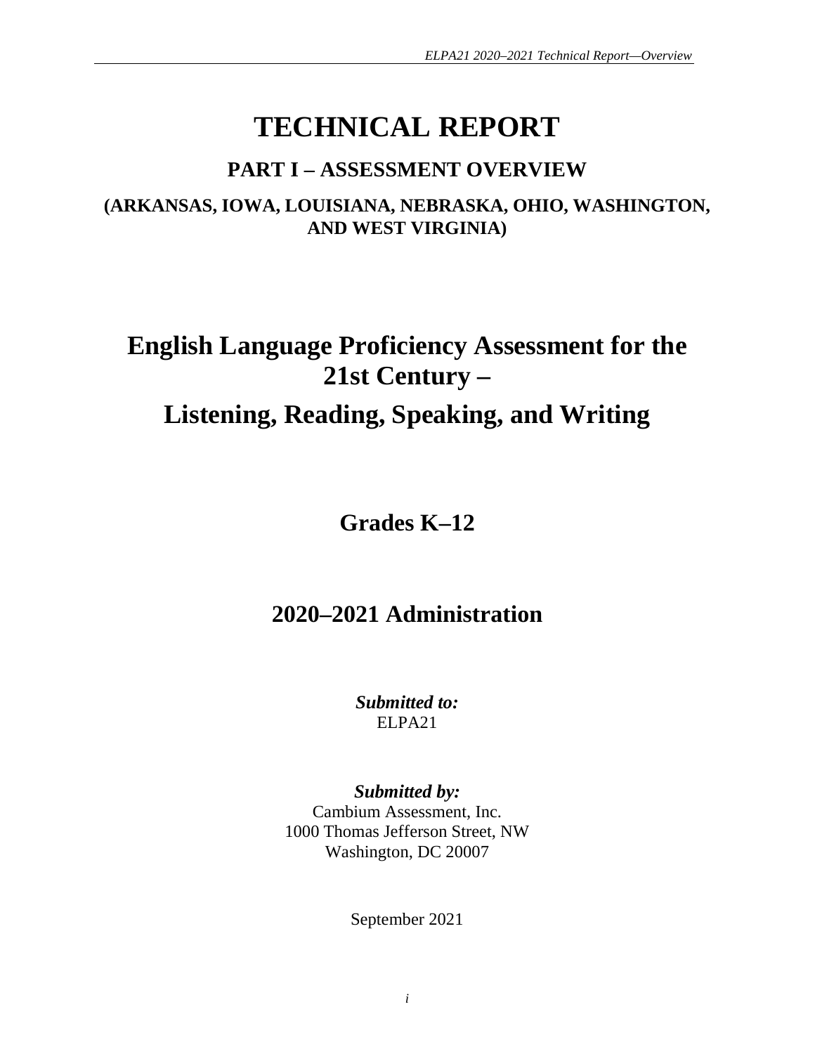# TECHNICAL REPORT

## PART I – ASSESSMENT OVERVIEW

### (ARKANSAS, IOWA, LOUISIANA, NEBRASKA, OHIO, WASHINGTON, AND WEST VIRGINIA)

# English Language Proficiency Assessment for the 21st Century – Listening, Reading, Speaking, and Writing

## Grades K–12

## 2020–2021 Administration

***Submitted to:***
ELPA21

***Submitted by:***
Cambium Assessment, Inc.
1000 Thomas Jefferson Street, NW
Washington, DC 20007

September 2021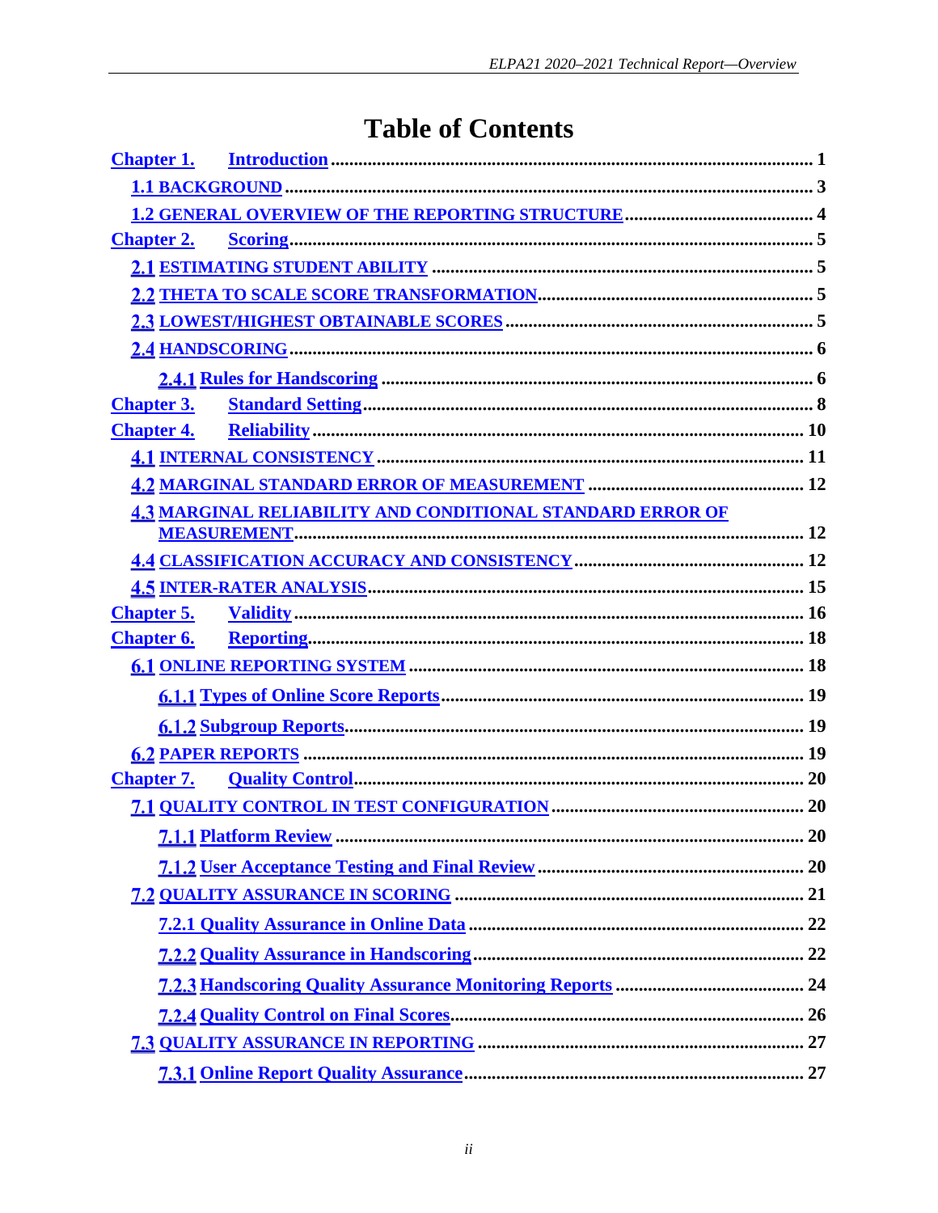# Table of Contents

- Chapter 1. Introduction ........ 1
  - 1.1 BACKGROUND ........ 3
  - 1.2 GENERAL OVERVIEW OF THE REPORTING STRUCTURE ........ 4
- Chapter 2. Scoring ........ 5
  - 2.1 ESTIMATING STUDENT ABILITY ........ 5
  - 2.2 THETA TO SCALE SCORE TRANSFORMATION ........ 5
  - 2.3 LOWEST/HIGHEST OBTAINABLE SCORES ........ 5
  - 2.4 HANDSCORING ........ 6
    - 2.4.1 Rules for Handscoring ........ 6
- Chapter 3. Standard Setting ........ 8
- Chapter 4. Reliability ........ 10
  - 4.1 INTERNAL CONSISTENCY ........ 11
  - 4.2 MARGINAL STANDARD ERROR OF MEASUREMENT ........ 12
  - 4.3 MARGINAL RELIABILITY AND CONDITIONAL STANDARD ERROR OF MEASUREMENT ........ 12
  - 4.4 CLASSIFICATION ACCURACY AND CONSISTENCY ........ 12
  - 4.5 INTER-RATER ANALYSIS ........ 15
- Chapter 5. Validity ........ 16
- Chapter 6. Reporting ........ 18
  - 6.1 ONLINE REPORTING SYSTEM ........ 18
    - 6.1.1 Types of Online Score Reports ........ 19
    - 6.1.2 Subgroup Reports ........ 19
  - 6.2 PAPER REPORTS ........ 19
- Chapter 7. Quality Control ........ 20
  - 7.1 QUALITY CONTROL IN TEST CONFIGURATION ........ 20
    - 7.1.1 Platform Review ........ 20
    - 7.1.2 User Acceptance Testing and Final Review ........ 20
  - 7.2 QUALITY ASSURANCE IN SCORING ........ 21
    - 7.2.1 Quality Assurance in Online Data ........ 22
    - 7.2.2 Quality Assurance in Handscoring ........ 22
    - 7.2.3 Handscoring Quality Assurance Monitoring Reports ........ 24
    - 7.2.4 Quality Control on Final Scores ........ 26
  - 7.3 QUALITY ASSURANCE IN REPORTING ........ 27
    - 7.3.1 Online Report Quality Assurance ........ 27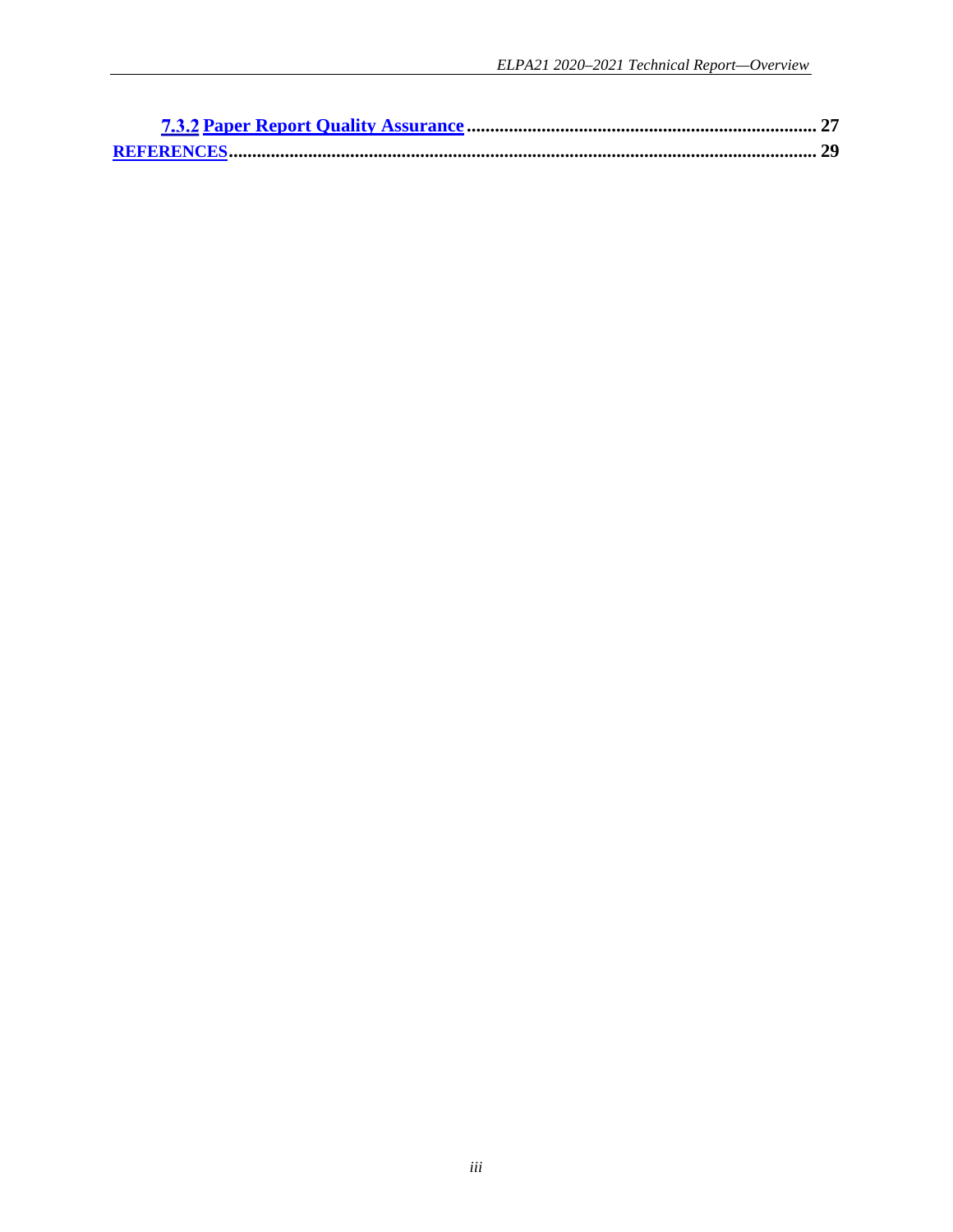7.3.2 Paper Report Quality Assurance ........................................................................ 27

REFERENCES ........................................................................................................................ 29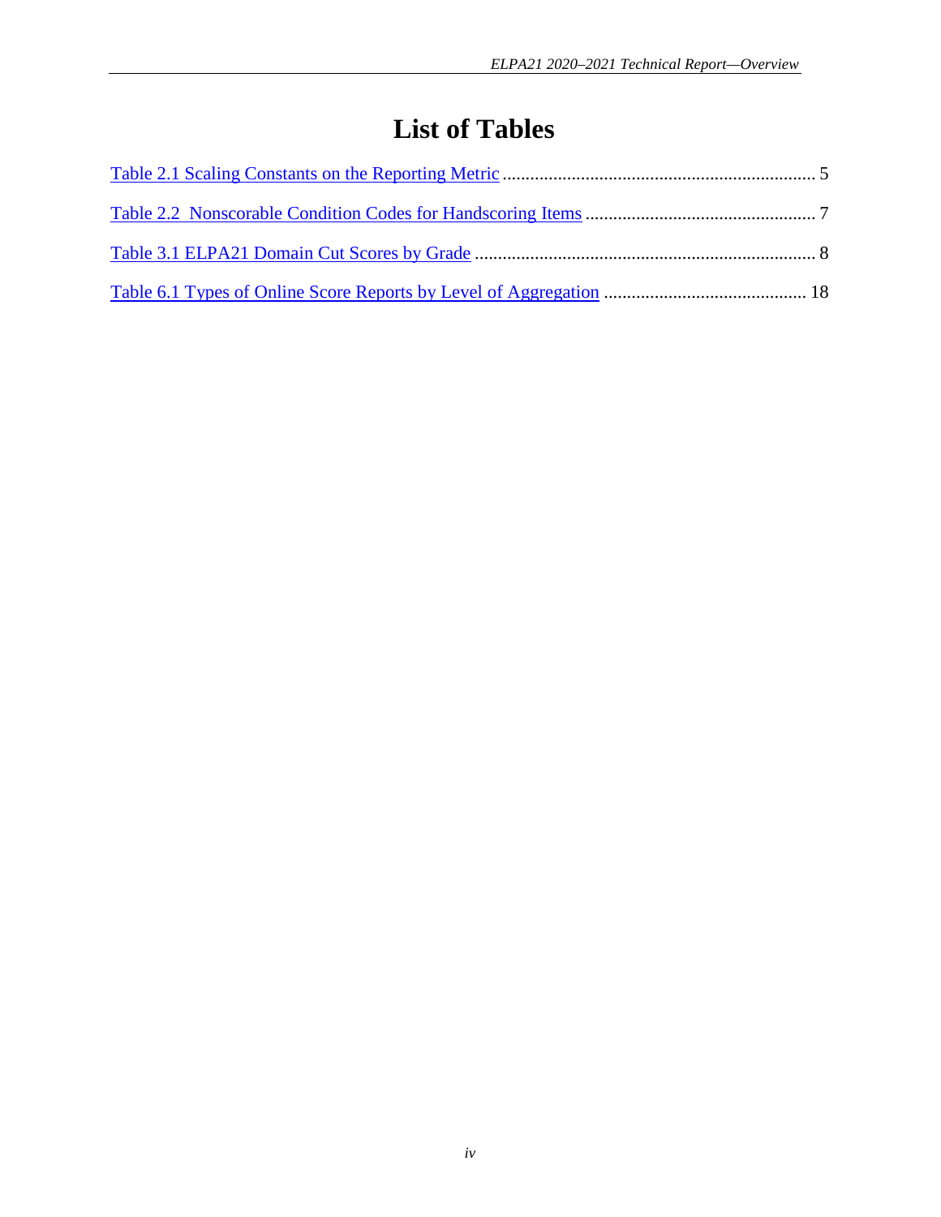# List of Tables

Table 2.1 Scaling Constants on the Reporting Metric .................................................................... 5

Table 2.2 Nonscorable Condition Codes for Handscoring Items .................................................. 7

Table 3.1 ELPA21 Domain Cut Scores by Grade .......................................................................... 8

Table 6.1 Types of Online Score Reports by Level of Aggregation ............................................ 18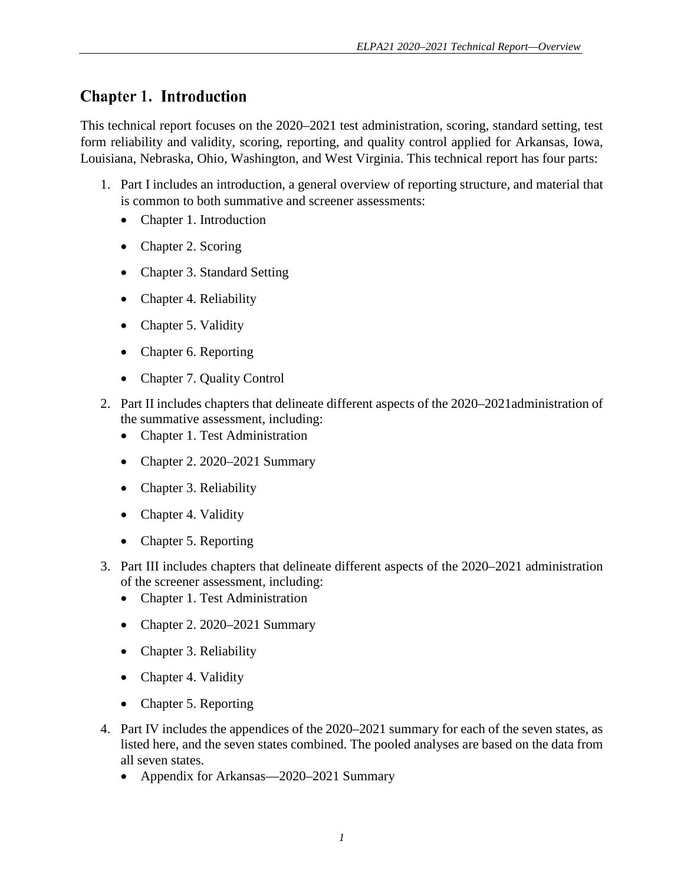# Chapter 1. Introduction

This technical report focuses on the 2020–2021 test administration, scoring, standard setting, test form reliability and validity, scoring, reporting, and quality control applied for Arkansas, Iowa, Louisiana, Nebraska, Ohio, Washington, and West Virginia. This technical report has four parts:

1. Part I includes an introduction, a general overview of reporting structure, and material that is common to both summative and screener assessments:
   - Chapter 1. Introduction
   - Chapter 2. Scoring
   - Chapter 3. Standard Setting
   - Chapter 4. Reliability
   - Chapter 5. Validity
   - Chapter 6. Reporting
   - Chapter 7. Quality Control
2. Part II includes chapters that delineate different aspects of the 2020–2021administration of the summative assessment, including:
   - Chapter 1. Test Administration
   - Chapter 2. 2020–2021 Summary
   - Chapter 3. Reliability
   - Chapter 4. Validity
   - Chapter 5. Reporting
3. Part III includes chapters that delineate different aspects of the 2020–2021 administration of the screener assessment, including:
   - Chapter 1. Test Administration
   - Chapter 2. 2020–2021 Summary
   - Chapter 3. Reliability
   - Chapter 4. Validity
   - Chapter 5. Reporting
4. Part IV includes the appendices of the 2020–2021 summary for each of the seven states, as listed here, and the seven states combined. The pooled analyses are based on the data from all seven states.
   - Appendix for Arkansas—2020–2021 Summary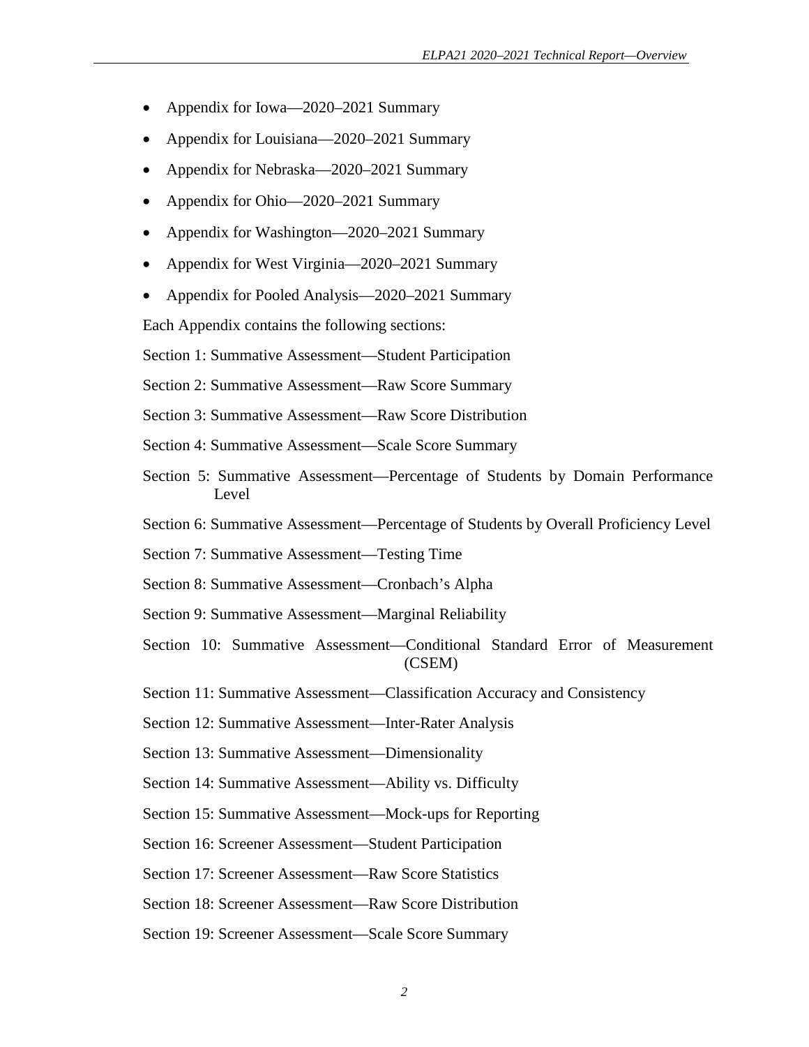- Appendix for Iowa—2020–2021 Summary
- Appendix for Louisiana—2020–2021 Summary
- Appendix for Nebraska—2020–2021 Summary
- Appendix for Ohio—2020–2021 Summary
- Appendix for Washington—2020–2021 Summary
- Appendix for West Virginia—2020–2021 Summary
- Appendix for Pooled Analysis—2020–2021 Summary

Each Appendix contains the following sections:

Section 1: Summative Assessment—Student Participation

Section 2: Summative Assessment—Raw Score Summary

Section 3: Summative Assessment—Raw Score Distribution

Section 4: Summative Assessment—Scale Score Summary

Section 5: Summative Assessment—Percentage of Students by Domain Performance Level

Section 6: Summative Assessment—Percentage of Students by Overall Proficiency Level

Section 7: Summative Assessment—Testing Time

Section 8: Summative Assessment—Cronbach's Alpha

Section 9: Summative Assessment—Marginal Reliability

Section 10: Summative Assessment—Conditional Standard Error of Measurement (CSEM)

Section 11: Summative Assessment—Classification Accuracy and Consistency

Section 12: Summative Assessment—Inter-Rater Analysis

Section 13: Summative Assessment—Dimensionality

Section 14: Summative Assessment—Ability vs. Difficulty

Section 15: Summative Assessment—Mock-ups for Reporting

Section 16: Screener Assessment—Student Participation

Section 17: Screener Assessment—Raw Score Statistics

Section 18: Screener Assessment—Raw Score Distribution

Section 19: Screener Assessment—Scale Score Summary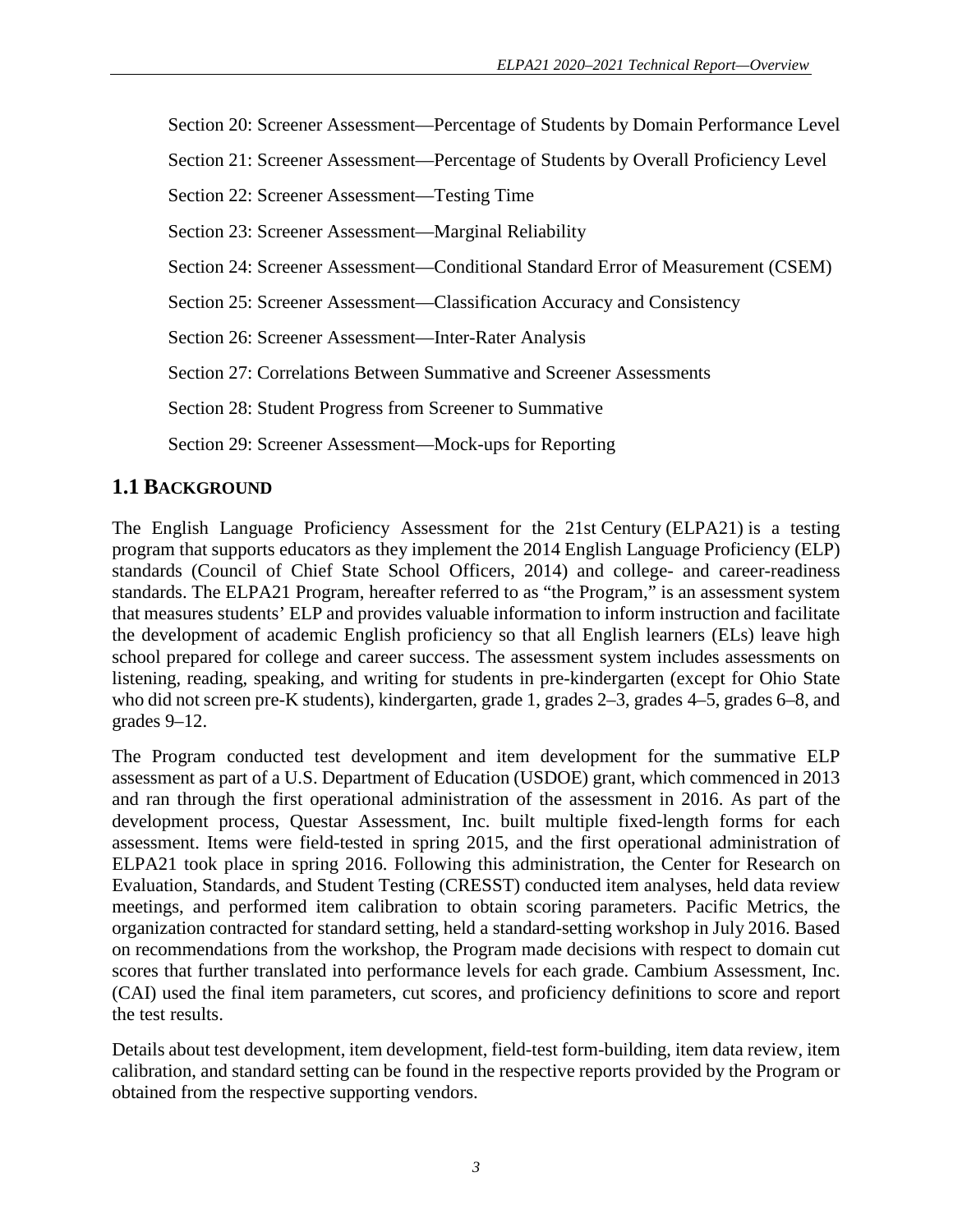Section 20: Screener Assessment—Percentage of Students by Domain Performance Level

Section 21: Screener Assessment—Percentage of Students by Overall Proficiency Level

Section 22: Screener Assessment—Testing Time

Section 23: Screener Assessment—Marginal Reliability

Section 24: Screener Assessment—Conditional Standard Error of Measurement (CSEM)

Section 25: Screener Assessment—Classification Accuracy and Consistency

Section 26: Screener Assessment—Inter-Rater Analysis

Section 27: Correlations Between Summative and Screener Assessments

Section 28: Student Progress from Screener to Summative

Section 29: Screener Assessment—Mock-ups for Reporting

## 1.1 Background

The English Language Proficiency Assessment for the 21st Century (ELPA21) is a testing program that supports educators as they implement the 2014 English Language Proficiency (ELP) standards (Council of Chief State School Officers, 2014) and college- and career-readiness standards. The ELPA21 Program, hereafter referred to as "the Program," is an assessment system that measures students' ELP and provides valuable information to inform instruction and facilitate the development of academic English proficiency so that all English learners (ELs) leave high school prepared for college and career success. The assessment system includes assessments on listening, reading, speaking, and writing for students in pre-kindergarten (except for Ohio State who did not screen pre-K students), kindergarten, grade 1, grades 2–3, grades 4–5, grades 6–8, and grades 9–12.

The Program conducted test development and item development for the summative ELP assessment as part of a U.S. Department of Education (USDOE) grant, which commenced in 2013 and ran through the first operational administration of the assessment in 2016. As part of the development process, Questar Assessment, Inc. built multiple fixed-length forms for each assessment. Items were field-tested in spring 2015, and the first operational administration of ELPA21 took place in spring 2016. Following this administration, the Center for Research on Evaluation, Standards, and Student Testing (CRESST) conducted item analyses, held data review meetings, and performed item calibration to obtain scoring parameters. Pacific Metrics, the organization contracted for standard setting, held a standard-setting workshop in July 2016. Based on recommendations from the workshop, the Program made decisions with respect to domain cut scores that further translated into performance levels for each grade. Cambium Assessment, Inc. (CAI) used the final item parameters, cut scores, and proficiency definitions to score and report the test results.

Details about test development, item development, field-test form-building, item data review, item calibration, and standard setting can be found in the respective reports provided by the Program or obtained from the respective supporting vendors.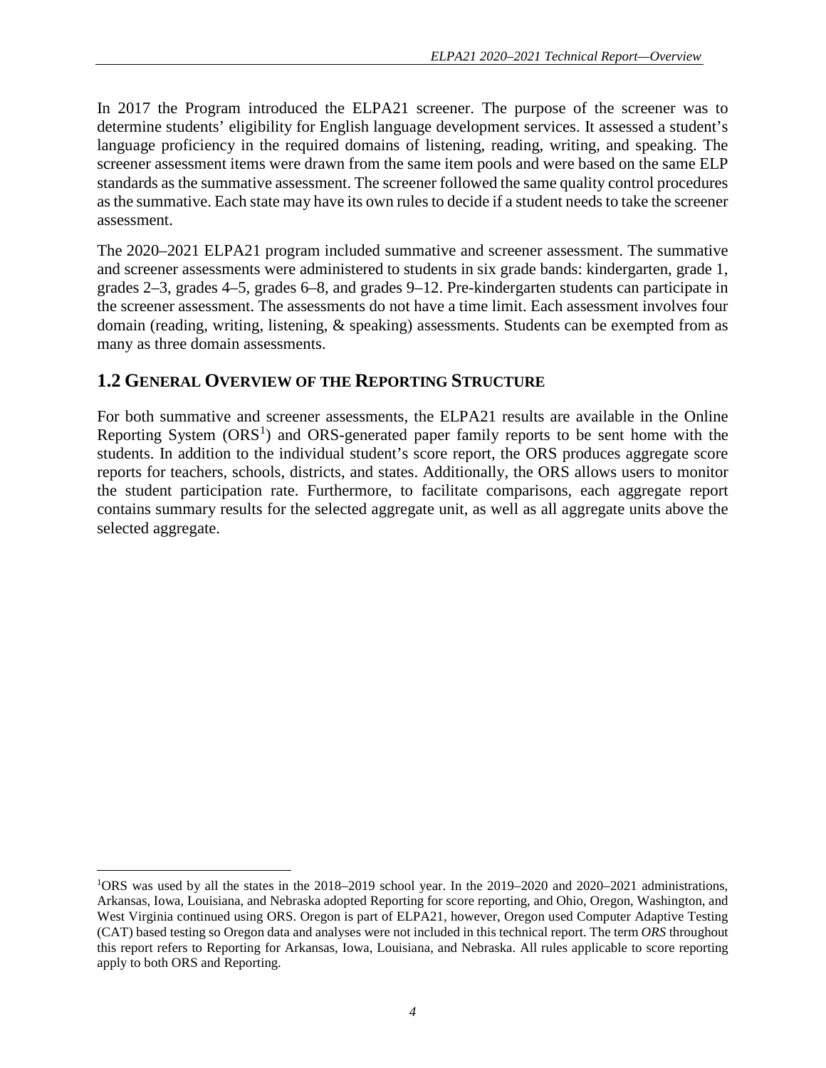In 2017 the Program introduced the ELPA21 screener. The purpose of the screener was to determine students' eligibility for English language development services. It assessed a student's language proficiency in the required domains of listening, reading, writing, and speaking. The screener assessment items were drawn from the same item pools and were based on the same ELP standards as the summative assessment. The screener followed the same quality control procedures as the summative. Each state may have its own rules to decide if a student needs to take the screener assessment.

The 2020–2021 ELPA21 program included summative and screener assessment. The summative and screener assessments were administered to students in six grade bands: kindergarten, grade 1, grades 2–3, grades 4–5, grades 6–8, and grades 9–12. Pre-kindergarten students can participate in the screener assessment. The assessments do not have a time limit. Each assessment involves four domain (reading, writing, listening, & speaking) assessments. Students can be exempted from as many as three domain assessments.

## 1.2 General Overview of the Reporting Structure

For both summative and screener assessments, the ELPA21 results are available in the Online Reporting System (ORS[1]) and ORS-generated paper family reports to be sent home with the students. In addition to the individual student's score report, the ORS produces aggregate score reports for teachers, schools, districts, and states. Additionally, the ORS allows users to monitor the student participation rate. Furthermore, to facilitate comparisons, each aggregate report contains summary results for the selected aggregate unit, as well as all aggregate units above the selected aggregate.

[1]ORS was used by all the states in the 2018–2019 school year. In the 2019–2020 and 2020–2021 administrations, Arkansas, Iowa, Louisiana, and Nebraska adopted Reporting for score reporting, and Ohio, Oregon, Washington, and West Virginia continued using ORS. Oregon is part of ELPA21, however, Oregon used Computer Adaptive Testing (CAT) based testing so Oregon data and analyses were not included in this technical report. The term *ORS* throughout this report refers to Reporting for Arkansas, Iowa, Louisiana, and Nebraska. All rules applicable to score reporting apply to both ORS and Reporting.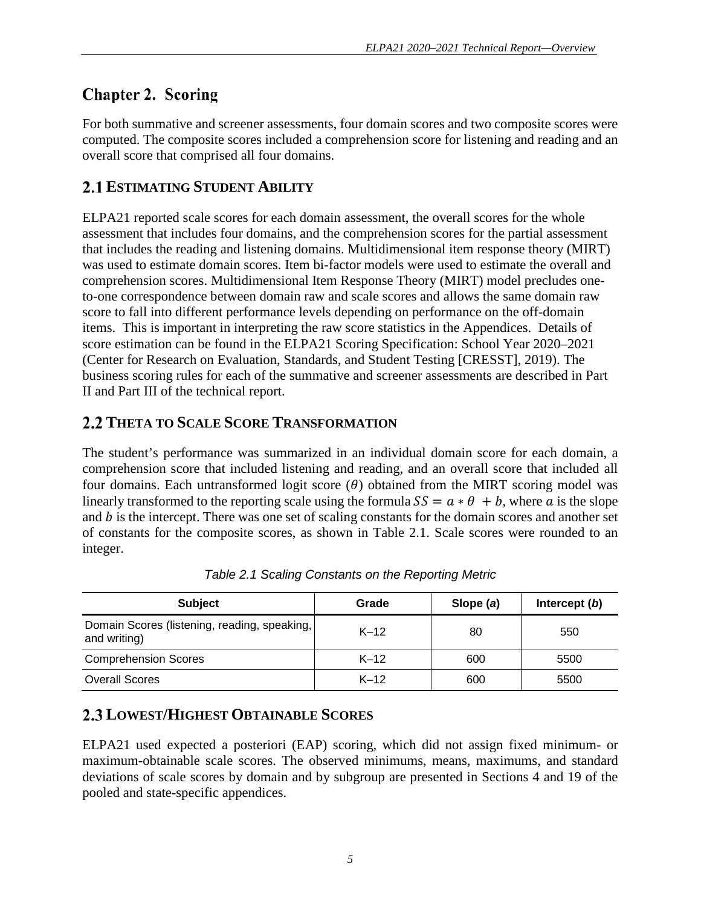# Chapter 2. Scoring

For both summative and screener assessments, four domain scores and two composite scores were computed. The composite scores included a comprehension score for listening and reading and an overall score that comprised all four domains.

## 2.1 Estimating Student Ability

ELPA21 reported scale scores for each domain assessment, the overall scores for the whole assessment that includes four domains, and the comprehension scores for the partial assessment that includes the reading and listening domains. Multidimensional item response theory (MIRT) was used to estimate domain scores. Item bi-factor models were used to estimate the overall and comprehension scores. Multidimensional Item Response Theory (MIRT) model precludes one-to-one correspondence between domain raw and scale scores and allows the same domain raw score to fall into different performance levels depending on performance on the off-domain items. This is important in interpreting the raw score statistics in the Appendices. Details of score estimation can be found in the ELPA21 Scoring Specification: School Year 2020–2021 (Center for Research on Evaluation, Standards, and Student Testing [CRESST], 2019). The business scoring rules for each of the summative and screener assessments are described in Part II and Part III of the technical report.

## 2.2 Theta to Scale Score Transformation

The student's performance was summarized in an individual domain score for each domain, a comprehension score that included listening and reading, and an overall score that included all four domains. Each untransformed logit score ($\theta$) obtained from the MIRT scoring model was linearly transformed to the reporting scale using the formula $SS = a * \theta + b$, where $a$ is the slope and $b$ is the intercept. There was one set of scaling constants for the domain scores and another set of constants for the composite scores, as shown in Table 2.1. Scale scores were rounded to an integer.

*Table 2.1 Scaling Constants on the Reporting Metric*

| Subject | Grade | Slope (*a*) | Intercept (*b*) |
|---|---|---|---|
| Domain Scores (listening, reading, speaking, and writing) | K–12 | 80 | 550 |
| Comprehension Scores | K–12 | 600 | 5500 |
| Overall Scores | K–12 | 600 | 5500 |

## 2.3 Lowest/Highest Obtainable Scores

ELPA21 used expected a posteriori (EAP) scoring, which did not assign fixed minimum- or maximum-obtainable scale scores. The observed minimums, means, maximums, and standard deviations of scale scores by domain and by subgroup are presented in Sections 4 and 19 of the pooled and state-specific appendices.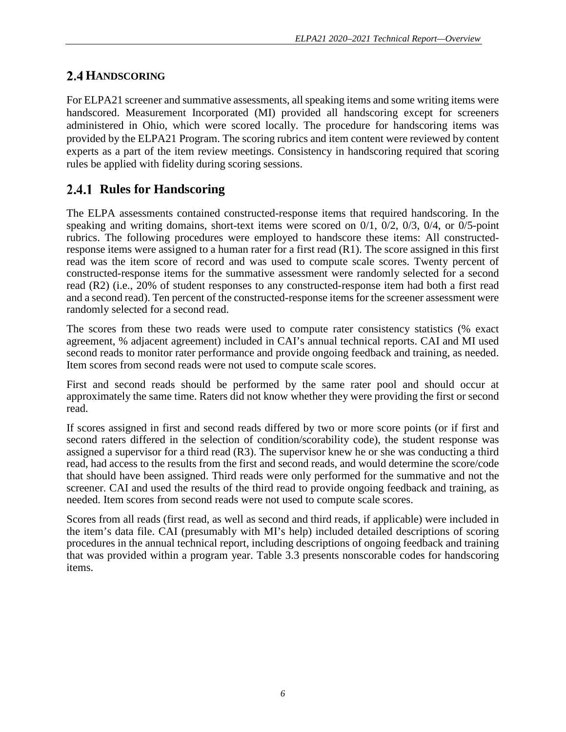## 2.4 HANDSCORING

For ELPA21 screener and summative assessments, all speaking items and some writing items were handscored. Measurement Incorporated (MI) provided all handscoring except for screeners administered in Ohio, which were scored locally. The procedure for handscoring items was provided by the ELPA21 Program. The scoring rubrics and item content were reviewed by content experts as a part of the item review meetings. Consistency in handscoring required that scoring rules be applied with fidelity during scoring sessions.

### 2.4.1 Rules for Handscoring

The ELPA assessments contained constructed-response items that required handscoring. In the speaking and writing domains, short-text items were scored on 0/1, 0/2, 0/3, 0/4, or 0/5-point rubrics. The following procedures were employed to handscore these items: All constructed-response items were assigned to a human rater for a first read (R1). The score assigned in this first read was the item score of record and was used to compute scale scores. Twenty percent of constructed-response items for the summative assessment were randomly selected for a second read (R2) (i.e., 20% of student responses to any constructed-response item had both a first read and a second read). Ten percent of the constructed-response items for the screener assessment were randomly selected for a second read.

The scores from these two reads were used to compute rater consistency statistics (% exact agreement, % adjacent agreement) included in CAI's annual technical reports. CAI and MI used second reads to monitor rater performance and provide ongoing feedback and training, as needed. Item scores from second reads were not used to compute scale scores.

First and second reads should be performed by the same rater pool and should occur at approximately the same time. Raters did not know whether they were providing the first or second read.

If scores assigned in first and second reads differed by two or more score points (or if first and second raters differed in the selection of condition/scorability code), the student response was assigned a supervisor for a third read (R3). The supervisor knew he or she was conducting a third read, had access to the results from the first and second reads, and would determine the score/code that should have been assigned. Third reads were only performed for the summative and not the screener. CAI and used the results of the third read to provide ongoing feedback and training, as needed. Item scores from second reads were not used to compute scale scores.

Scores from all reads (first read, as well as second and third reads, if applicable) were included in the item's data file. CAI (presumably with MI's help) included detailed descriptions of scoring procedures in the annual technical report, including descriptions of ongoing feedback and training that was provided within a program year. Table 3.3 presents nonscorable codes for handscoring items.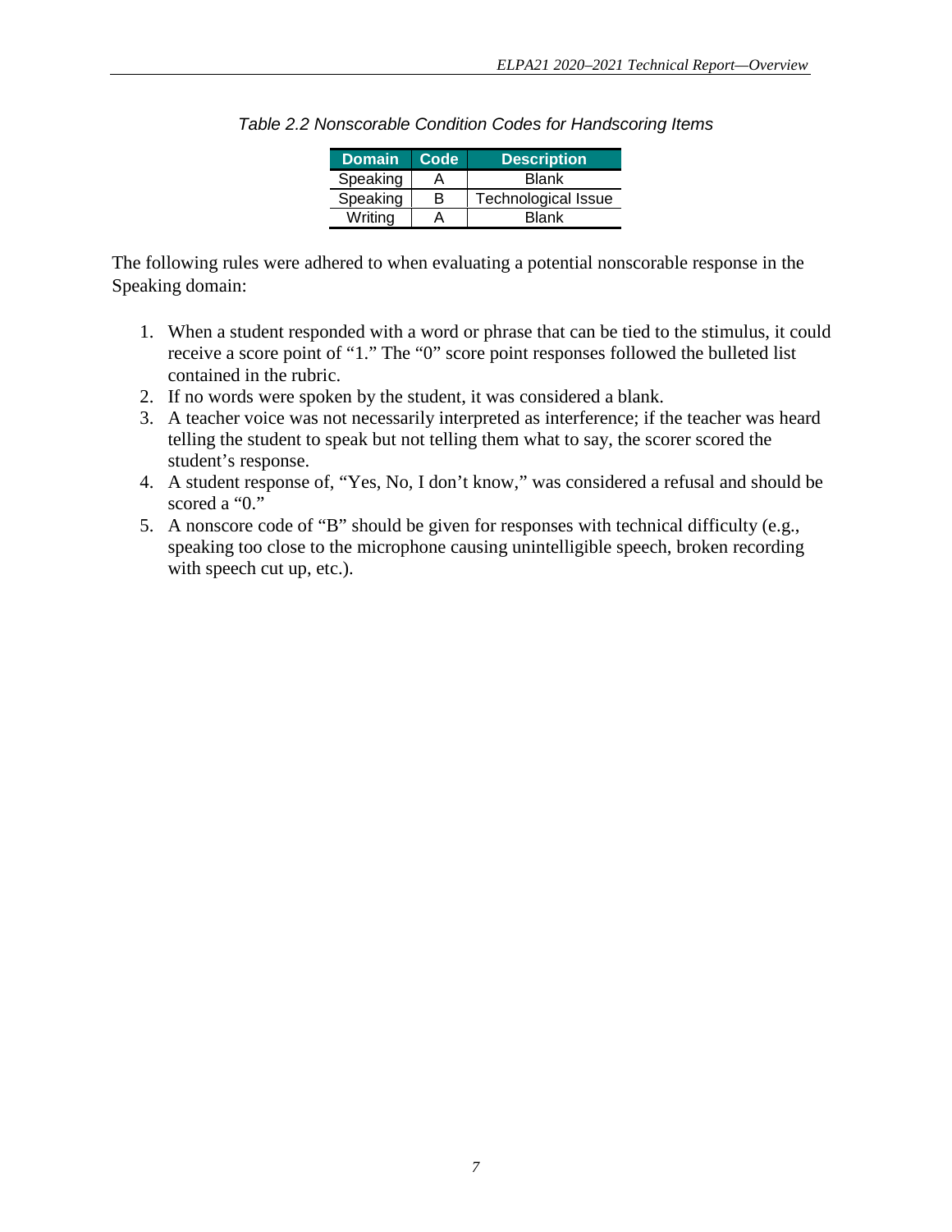*Table 2.2 Nonscorable Condition Codes for Handscoring Items*

| Domain | Code | Description |
|---|---|---|
| Speaking | A | Blank |
| Speaking | B | Technological Issue |
| Writing | A | Blank |

The following rules were adhered to when evaluating a potential nonscorable response in the Speaking domain:

1. When a student responded with a word or phrase that can be tied to the stimulus, it could receive a score point of "1." The "0" score point responses followed the bulleted list contained in the rubric.
2. If no words were spoken by the student, it was considered a blank.
3. A teacher voice was not necessarily interpreted as interference; if the teacher was heard telling the student to speak but not telling them what to say, the scorer scored the student's response.
4. A student response of, "Yes, No, I don't know," was considered a refusal and should be scored a "0."
5. A nonscore code of "B" should be given for responses with technical difficulty (e.g., speaking too close to the microphone causing unintelligible speech, broken recording with speech cut up, etc.).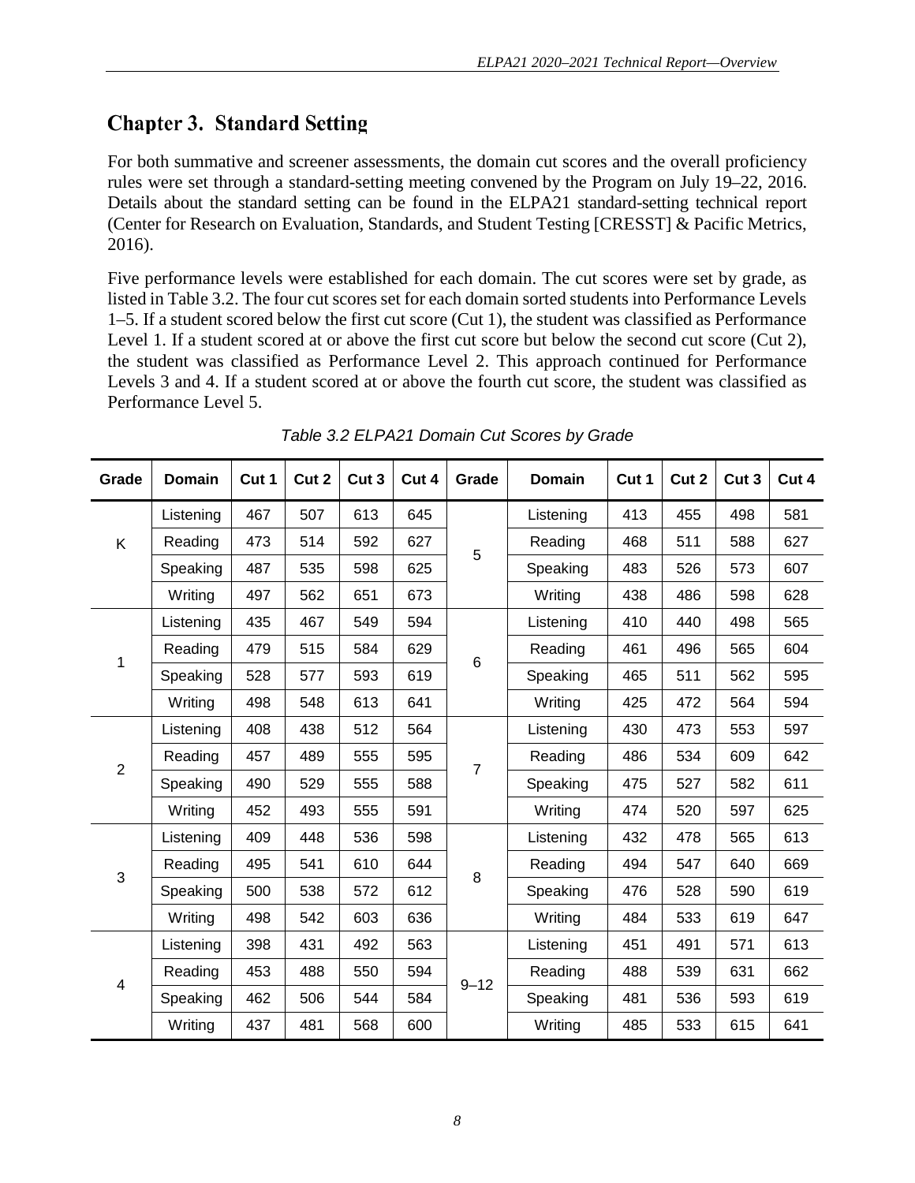# Chapter 3. Standard Setting

For both summative and screener assessments, the domain cut scores and the overall proficiency rules were set through a standard-setting meeting convened by the Program on July 19–22, 2016. Details about the standard setting can be found in the ELPA21 standard-setting technical report (Center for Research on Evaluation, Standards, and Student Testing [CRESST] & Pacific Metrics, 2016).

Five performance levels were established for each domain. The cut scores were set by grade, as listed in Table 3.2. The four cut scores set for each domain sorted students into Performance Levels 1–5. If a student scored below the first cut score (Cut 1), the student was classified as Performance Level 1. If a student scored at or above the first cut score but below the second cut score (Cut 2), the student was classified as Performance Level 2. This approach continued for Performance Levels 3 and 4. If a student scored at or above the fourth cut score, the student was classified as Performance Level 5.

*Table 3.2 ELPA21 Domain Cut Scores by Grade*

| Grade | Domain | Cut 1 | Cut 2 | Cut 3 | Cut 4 | Grade | Domain | Cut 1 | Cut 2 | Cut 3 | Cut 4 |
|---|---|---|---|---|---|---|---|---|---|---|---|
| K | Listening | 467 | 507 | 613 | 645 | 5 | Listening | 413 | 455 | 498 | 581 |
| | Reading | 473 | 514 | 592 | 627 | | Reading | 468 | 511 | 588 | 627 |
| | Speaking | 487 | 535 | 598 | 625 | | Speaking | 483 | 526 | 573 | 607 |
| | Writing | 497 | 562 | 651 | 673 | | Writing | 438 | 486 | 598 | 628 |
| 1 | Listening | 435 | 467 | 549 | 594 | 6 | Listening | 410 | 440 | 498 | 565 |
| | Reading | 479 | 515 | 584 | 629 | | Reading | 461 | 496 | 565 | 604 |
| | Speaking | 528 | 577 | 593 | 619 | | Speaking | 465 | 511 | 562 | 595 |
| | Writing | 498 | 548 | 613 | 641 | | Writing | 425 | 472 | 564 | 594 |
| 2 | Listening | 408 | 438 | 512 | 564 | 7 | Listening | 430 | 473 | 553 | 597 |
| | Reading | 457 | 489 | 555 | 595 | | Reading | 486 | 534 | 609 | 642 |
| | Speaking | 490 | 529 | 555 | 588 | | Speaking | 475 | 527 | 582 | 611 |
| | Writing | 452 | 493 | 555 | 591 | | Writing | 474 | 520 | 597 | 625 |
| 3 | Listening | 409 | 448 | 536 | 598 | 8 | Listening | 432 | 478 | 565 | 613 |
| | Reading | 495 | 541 | 610 | 644 | | Reading | 494 | 547 | 640 | 669 |
| | Speaking | 500 | 538 | 572 | 612 | | Speaking | 476 | 528 | 590 | 619 |
| | Writing | 498 | 542 | 603 | 636 | | Writing | 484 | 533 | 619 | 647 |
| 4 | Listening | 398 | 431 | 492 | 563 | 9–12 | Listening | 451 | 491 | 571 | 613 |
| | Reading | 453 | 488 | 550 | 594 | | Reading | 488 | 539 | 631 | 662 |
| | Speaking | 462 | 506 | 544 | 584 | | Speaking | 481 | 536 | 593 | 619 |
| | Writing | 437 | 481 | 568 | 600 | | Writing | 485 | 533 | 615 | 641 |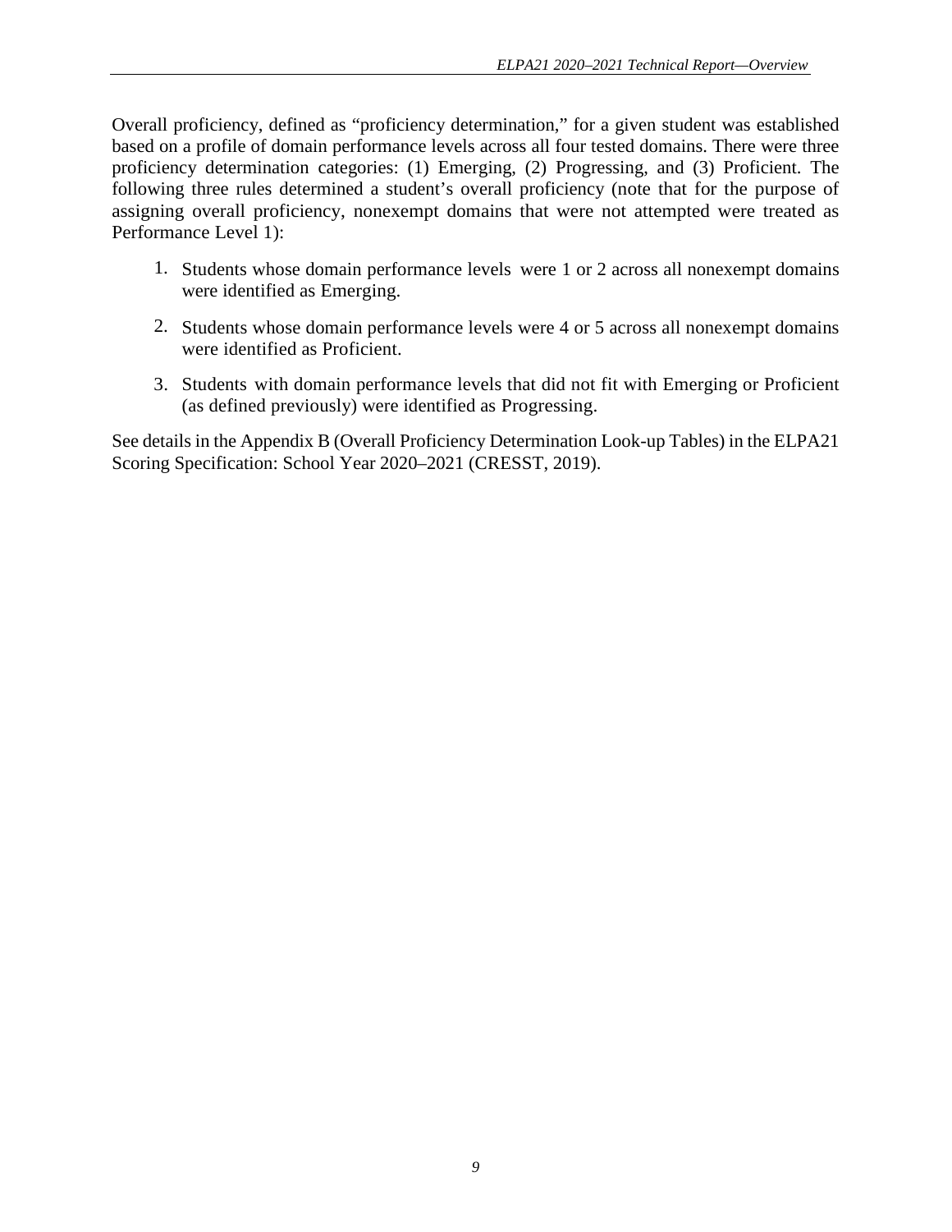Overall proficiency, defined as "proficiency determination," for a given student was established based on a profile of domain performance levels across all four tested domains. There were three proficiency determination categories: (1) Emerging, (2) Progressing, and (3) Proficient. The following three rules determined a student's overall proficiency (note that for the purpose of assigning overall proficiency, nonexempt domains that were not attempted were treated as Performance Level 1):

1. Students whose domain performance levels were 1 or 2 across all nonexempt domains were identified as Emerging.
2. Students whose domain performance levels were 4 or 5 across all nonexempt domains were identified as Proficient.
3. Students with domain performance levels that did not fit with Emerging or Proficient (as defined previously) were identified as Progressing.

See details in the Appendix B (Overall Proficiency Determination Look-up Tables) in the ELPA21 Scoring Specification: School Year 2020–2021 (CRESST, 2019).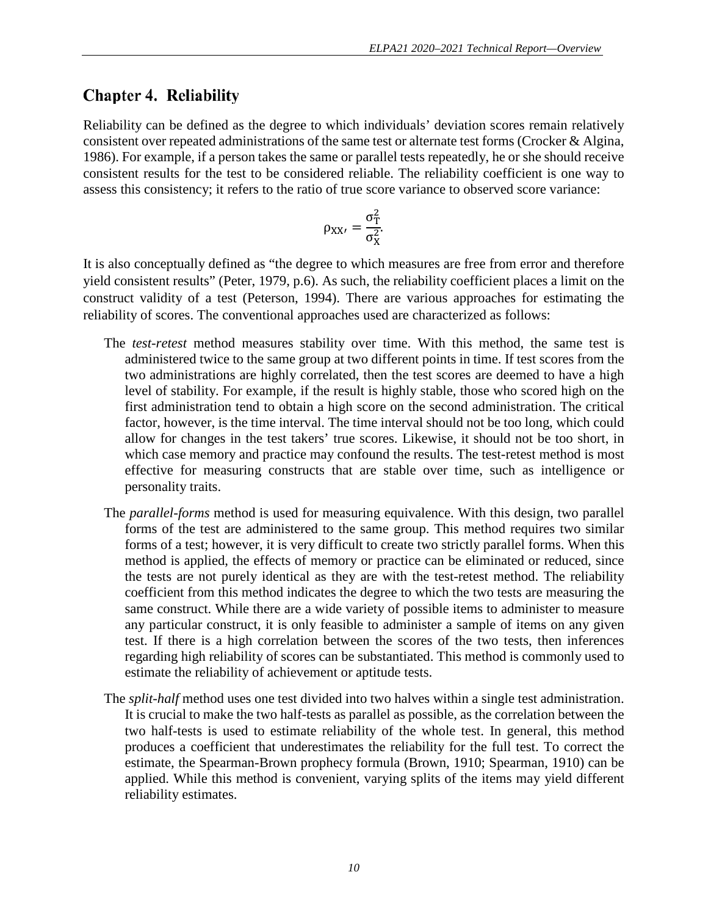# Chapter 4. Reliability

Reliability can be defined as the degree to which individuals' deviation scores remain relatively consistent over repeated administrations of the same test or alternate test forms (Crocker & Algina, 1986). For example, if a person takes the same or parallel tests repeatedly, he or she should receive consistent results for the test to be considered reliable. The reliability coefficient is one way to assess this consistency; it refers to the ratio of true score variance to observed score variance:

$$\rho_{XX'} = \frac{\sigma_T^2}{\sigma_X^2}.$$

It is also conceptually defined as "the degree to which measures are free from error and therefore yield consistent results" (Peter, 1979, p.6). As such, the reliability coefficient places a limit on the construct validity of a test (Peterson, 1994). There are various approaches for estimating the reliability of scores. The conventional approaches used are characterized as follows:

The *test-retest* method measures stability over time. With this method, the same test is administered twice to the same group at two different points in time. If test scores from the two administrations are highly correlated, then the test scores are deemed to have a high level of stability. For example, if the result is highly stable, those who scored high on the first administration tend to obtain a high score on the second administration. The critical factor, however, is the time interval. The time interval should not be too long, which could allow for changes in the test takers' true scores. Likewise, it should not be too short, in which case memory and practice may confound the results. The test-retest method is most effective for measuring constructs that are stable over time, such as intelligence or personality traits.

The *parallel-forms* method is used for measuring equivalence. With this design, two parallel forms of the test are administered to the same group. This method requires two similar forms of a test; however, it is very difficult to create two strictly parallel forms. When this method is applied, the effects of memory or practice can be eliminated or reduced, since the tests are not purely identical as they are with the test-retest method. The reliability coefficient from this method indicates the degree to which the two tests are measuring the same construct. While there are a wide variety of possible items to administer to measure any particular construct, it is only feasible to administer a sample of items on any given test. If there is a high correlation between the scores of the two tests, then inferences regarding high reliability of scores can be substantiated. This method is commonly used to estimate the reliability of achievement or aptitude tests.

The *split-half* method uses one test divided into two halves within a single test administration. It is crucial to make the two half-tests as parallel as possible, as the correlation between the two half-tests is used to estimate reliability of the whole test. In general, this method produces a coefficient that underestimates the reliability for the full test. To correct the estimate, the Spearman-Brown prophecy formula (Brown, 1910; Spearman, 1910) can be applied. While this method is convenient, varying splits of the items may yield different reliability estimates.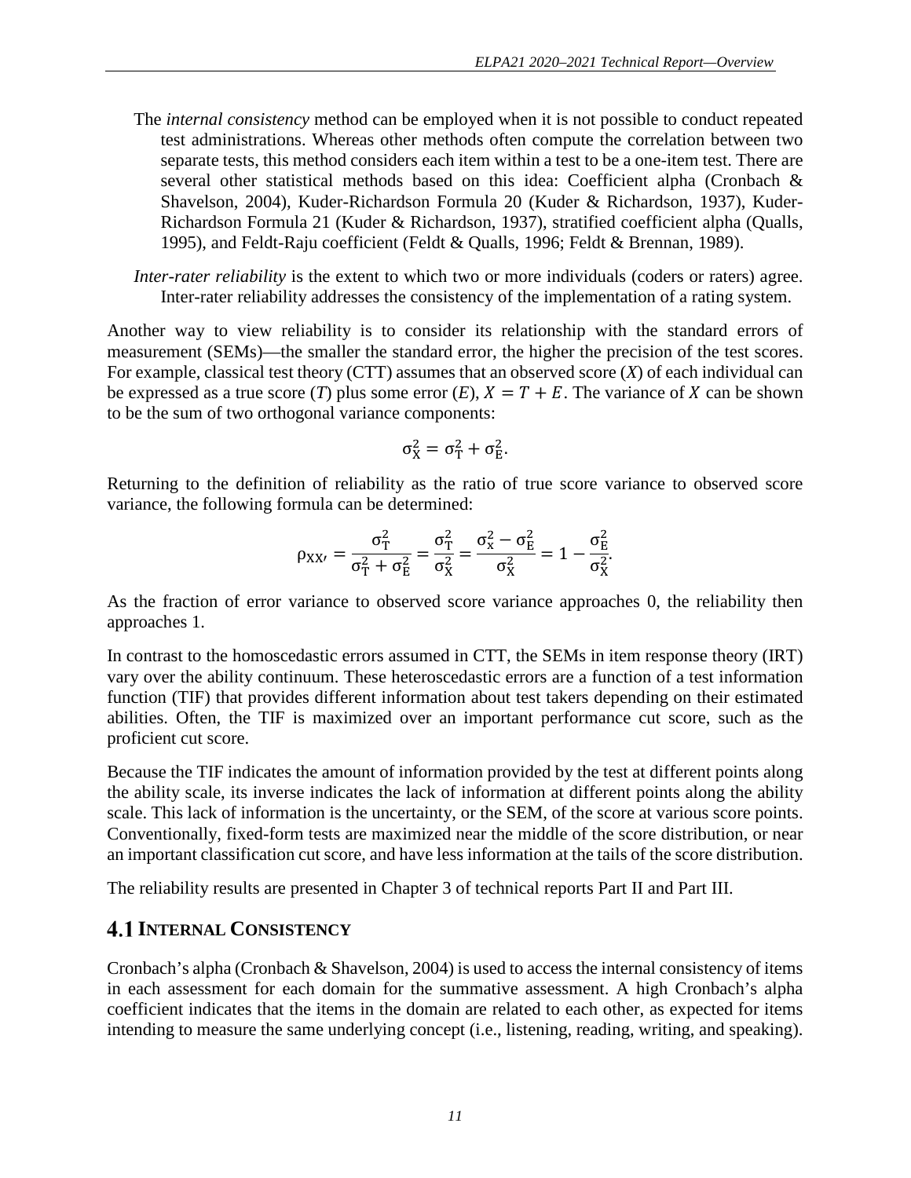The *internal consistency* method can be employed when it is not possible to conduct repeated test administrations. Whereas other methods often compute the correlation between two separate tests, this method considers each item within a test to be a one-item test. There are several other statistical methods based on this idea: Coefficient alpha (Cronbach & Shavelson, 2004), Kuder-Richardson Formula 20 (Kuder & Richardson, 1937), Kuder-Richardson Formula 21 (Kuder & Richardson, 1937), stratified coefficient alpha (Qualls, 1995), and Feldt-Raju coefficient (Feldt & Qualls, 1996; Feldt & Brennan, 1989).

*Inter-rater reliability* is the extent to which two or more individuals (coders or raters) agree. Inter-rater reliability addresses the consistency of the implementation of a rating system.

Another way to view reliability is to consider its relationship with the standard errors of measurement (SEMs)—the smaller the standard error, the higher the precision of the test scores. For example, classical test theory (CTT) assumes that an observed score ($X$) of each individual can be expressed as a true score ($T$) plus some error ($E$), $X = T + E$. The variance of $X$ can be shown to be the sum of two orthogonal variance components:

$$\sigma_X^2 = \sigma_T^2 + \sigma_E^2.$$

Returning to the definition of reliability as the ratio of true score variance to observed score variance, the following formula can be determined:

$$\rho_{XX'} = \frac{\sigma_T^2}{\sigma_T^2 + \sigma_E^2} = \frac{\sigma_T^2}{\sigma_X^2} = \frac{\sigma_x^2 - \sigma_E^2}{\sigma_X^2} = 1 - \frac{\sigma_E^2}{\sigma_X^2}.$$

As the fraction of error variance to observed score variance approaches 0, the reliability then approaches 1.

In contrast to the homoscedastic errors assumed in CTT, the SEMs in item response theory (IRT) vary over the ability continuum. These heteroscedastic errors are a function of a test information function (TIF) that provides different information about test takers depending on their estimated abilities. Often, the TIF is maximized over an important performance cut score, such as the proficient cut score.

Because the TIF indicates the amount of information provided by the test at different points along the ability scale, its inverse indicates the lack of information at different points along the ability scale. This lack of information is the uncertainty, or the SEM, of the score at various score points. Conventionally, fixed-form tests are maximized near the middle of the score distribution, or near an important classification cut score, and have less information at the tails of the score distribution.

The reliability results are presented in Chapter 3 of technical reports Part II and Part III.

## 4.1 Internal Consistency

Cronbach's alpha (Cronbach & Shavelson, 2004) is used to access the internal consistency of items in each assessment for each domain for the summative assessment. A high Cronbach's alpha coefficient indicates that the items in the domain are related to each other, as expected for items intending to measure the same underlying concept (i.e., listening, reading, writing, and speaking).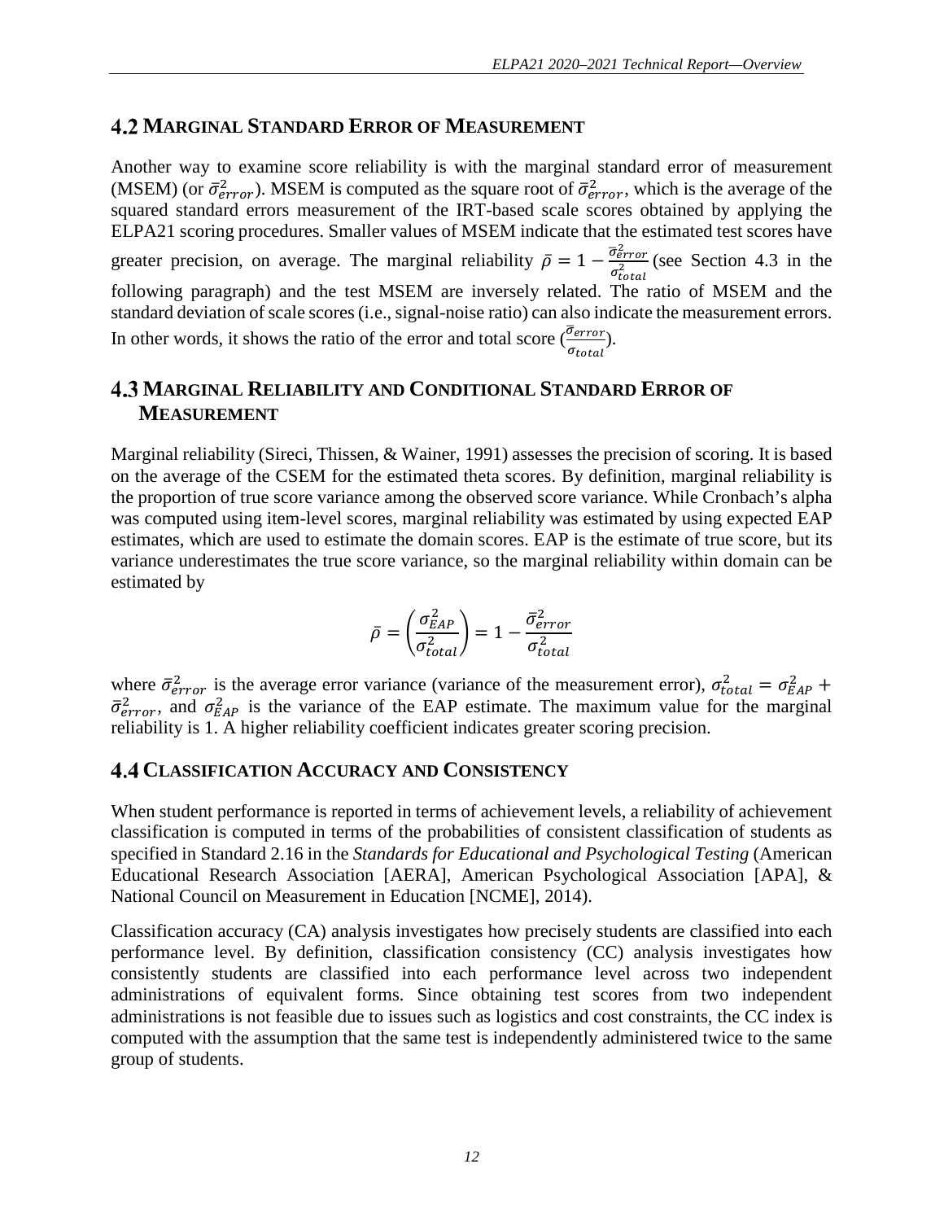## 4.2 Marginal Standard Error of Measurement

Another way to examine score reliability is with the marginal standard error of measurement (MSEM) (or $\bar{\sigma}^2_{error}$). MSEM is computed as the square root of $\bar{\sigma}^2_{error}$, which is the average of the squared standard errors measurement of the IRT-based scale scores obtained by applying the ELPA21 scoring procedures. Smaller values of MSEM indicate that the estimated test scores have greater precision, on average. The marginal reliability $\bar{\rho} = 1 - \frac{\bar{\sigma}^2_{error}}{\sigma^2_{total}}$ (see Section 4.3 in the following paragraph) and the test MSEM are inversely related. The ratio of MSEM and the standard deviation of scale scores (i.e., signal-noise ratio) can also indicate the measurement errors. In other words, it shows the ratio of the error and total score ($\frac{\bar{\sigma}_{error}}{\sigma_{total}}$).

## 4.3 Marginal Reliability and Conditional Standard Error of Measurement

Marginal reliability (Sireci, Thissen, & Wainer, 1991) assesses the precision of scoring. It is based on the average of the CSEM for the estimated theta scores. By definition, marginal reliability is the proportion of true score variance among the observed score variance. While Cronbach's alpha was computed using item-level scores, marginal reliability was estimated by using expected EAP estimates, which are used to estimate the domain scores. EAP is the estimate of true score, but its variance underestimates the true score variance, so the marginal reliability within domain can be estimated by

$$\bar{\rho} = \left(\frac{\sigma^2_{EAP}}{\sigma^2_{total}}\right) = 1 - \frac{\bar{\sigma}^2_{error}}{\sigma^2_{total}}$$

where $\bar{\sigma}^2_{error}$ is the average error variance (variance of the measurement error), $\sigma^2_{total} = \sigma^2_{EAP} + \bar{\sigma}^2_{error}$, and $\sigma^2_{EAP}$ is the variance of the EAP estimate. The maximum value for the marginal reliability is 1. A higher reliability coefficient indicates greater scoring precision.

## 4.4 Classification Accuracy and Consistency

When student performance is reported in terms of achievement levels, a reliability of achievement classification is computed in terms of the probabilities of consistent classification of students as specified in Standard 2.16 in the *Standards for Educational and Psychological Testing* (American Educational Research Association [AERA], American Psychological Association [APA], & National Council on Measurement in Education [NCME], 2014).

Classification accuracy (CA) analysis investigates how precisely students are classified into each performance level. By definition, classification consistency (CC) analysis investigates how consistently students are classified into each performance level across two independent administrations of equivalent forms. Since obtaining test scores from two independent administrations is not feasible due to issues such as logistics and cost constraints, the CC index is computed with the assumption that the same test is independently administered twice to the same group of students.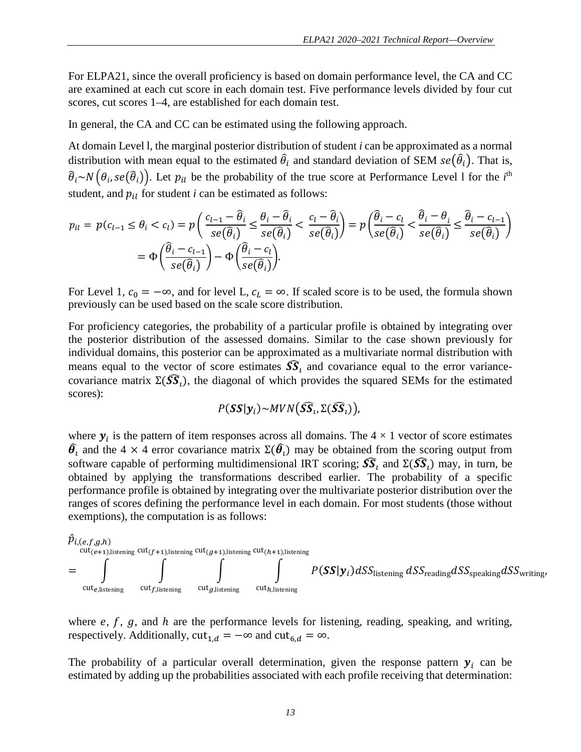For ELPA21, since the overall proficiency is based on domain performance level, the CA and CC are examined at each cut score in each domain test. Five performance levels divided by four cut scores, cut scores 1–4, are established for each domain test.

In general, the CA and CC can be estimated using the following approach.

At domain Level l, the marginal posterior distribution of student *i* can be approximated as a normal distribution with mean equal to the estimated $\hat{\theta}_i$ and standard deviation of SEM $se(\hat{\theta}_i)$. That is, $\hat{\theta}_i \sim N\left(\theta_i, se(\hat{\theta}_i)\right)$. Let $p_{il}$ be the probability of the true score at Performance Level l for the $i^{\text{th}}$ student, and $p_{il}$ for student *i* can be estimated as follows:

$$p_{il} = p(c_{l-1} \leq \theta_i < c_l) = p\left(\frac{c_{l-1} - \hat{\theta}_i}{se(\hat{\theta}_i)} \leq \frac{\theta_i - \hat{\theta}_i}{se(\hat{\theta}_i)} < \frac{c_l - \hat{\theta}_i}{se(\hat{\theta}_i)}\right) = p\left(\frac{\hat{\theta}_i - c_l}{se(\hat{\theta}_i)} < \frac{\hat{\theta}_i - \theta_i}{se(\hat{\theta}_i)} \leq \frac{\hat{\theta}_i - c_{l-1}}{se(\hat{\theta}_i)}\right)$$
$$= \Phi\left(\frac{\hat{\theta}_i - c_{l-1}}{se(\hat{\theta}_i)}\right) - \Phi\left(\frac{\hat{\theta}_i - c_l}{se(\hat{\theta}_i)}\right).$$

For Level 1, $c_0 = -\infty$, and for level L, $c_L = \infty$. If scaled score is to be used, the formula shown previously can be used based on the scale score distribution.

For proficiency categories, the probability of a particular profile is obtained by integrating over the posterior distribution of the assessed domains. Similar to the case shown previously for individual domains, this posterior can be approximated as a multivariate normal distribution with means equal to the vector of score estimates $\widehat{\boldsymbol{SS}}_i$ and covariance equal to the error variance-covariance matrix $\Sigma(\widehat{\boldsymbol{SS}}_i)$, the diagonal of which provides the squared SEMs for the estimated scores):

$$P(\boldsymbol{SS}|\boldsymbol{y}_i) \sim MVN\left(\widehat{\boldsymbol{SS}}_i, \Sigma(\widehat{\boldsymbol{SS}}_i)\right),$$

where $\boldsymbol{y}_i$ is the pattern of item responses across all domains. The $4 \times 1$ vector of score estimates $\hat{\boldsymbol{\theta}}_i$ and the $4 \times 4$ error covariance matrix $\Sigma(\hat{\boldsymbol{\theta}}_i)$ may be obtained from the scoring output from software capable of performing multidimensional IRT scoring; $\widehat{\boldsymbol{SS}}_i$ and $\Sigma(\widehat{\boldsymbol{SS}}_i)$ may, in turn, be obtained by applying the transformations described earlier. The probability of a specific performance profile is obtained by integrating over the multivariate posterior distribution over the ranges of scores defining the performance level in each domain. For most students (those without exemptions), the computation is as follows:

$$\hat{p}_{i,(e,f,g,h)} = \int_{\text{cut}_{e,\text{listening}}}^{\text{cut}_{(e+1),\text{listening}}} \int_{\text{cut}_{f,\text{listening}}}^{\text{cut}_{(f+1),\text{listening}}} \int_{\text{cut}_{g,\text{listening}}}^{\text{cut}_{(g+1),\text{listening}}} \int_{\text{cut}_{h,\text{listening}}}^{\text{cut}_{(h+1),\text{listening}}} P(\boldsymbol{SS}|\boldsymbol{y}_i)\, dSS_{\text{listening}}\, dSS_{\text{reading}} dSS_{\text{speaking}} dSS_{\text{writing}},$$

where $e$, $f$, $g$, and $h$ are the performance levels for listening, reading, speaking, and writing, respectively. Additionally, $\text{cut}_{1,d} = -\infty$ and $\text{cut}_{6,d} = \infty$.

The probability of a particular overall determination, given the response pattern $\boldsymbol{y}_i$ can be estimated by adding up the probabilities associated with each profile receiving that determination: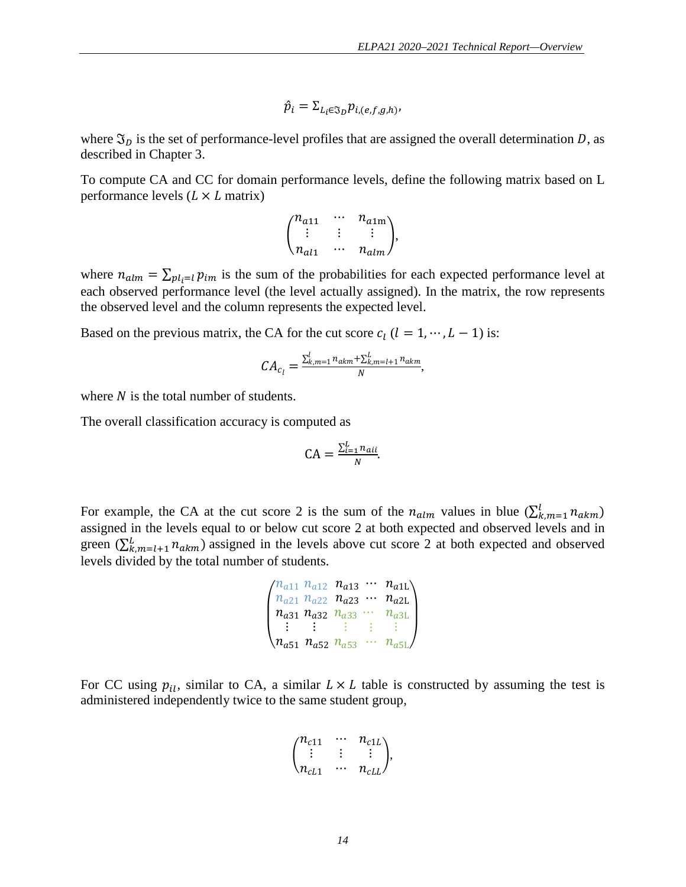$$\hat{p}_i = \Sigma_{L_i \in \Im_D} p_{i,(e,f,g,h)},$$

where $\Im_D$ is the set of performance-level profiles that are assigned the overall determination $D$, as described in Chapter 3.

To compute CA and CC for domain performance levels, define the following matrix based on L performance levels ($L \times L$ matrix)

$$\begin{pmatrix} n_{a11} & \cdots & n_{a1\mathrm{m}} \\ \vdots & \vdots & \vdots \\ n_{al1} & \cdots & n_{alm} \end{pmatrix},$$

where $n_{alm} = \sum_{pl_i = l} p_{im}$ is the sum of the probabilities for each expected performance level at each observed performance level (the level actually assigned). In the matrix, the row represents the observed level and the column represents the expected level.

Based on the previous matrix, the CA for the cut score $c_l$ $(l = 1, \cdots, L-1)$ is:

$$CA_{c_l} = \frac{\sum_{k,m=1}^{l} n_{akm} + \sum_{k,m=l+1}^{L} n_{akm}}{N},$$

where $N$ is the total number of students.

The overall classification accuracy is computed as

$$\mathrm{CA} = \frac{\sum_{i=1}^{L} n_{aii}}{N}.$$

For example, the CA at the cut score 2 is the sum of the $n_{alm}$ values in blue ($\sum_{k,m=1}^{l} n_{akm}$) assigned in the levels equal to or below cut score 2 at both expected and observed levels and in green ($\sum_{k,m=l+1}^{L} n_{akm}$) assigned in the levels above cut score 2 at both expected and observed levels divided by the total number of students.

$$\begin{pmatrix} n_{a11} & n_{a12} & n_{a13} & \cdots & n_{a1\mathrm{L}} \\ n_{a21} & n_{a22} & n_{a23} & \cdots & n_{a2\mathrm{L}} \\ n_{a31} & n_{a32} & n_{a33} & \cdots & n_{a3\mathrm{L}} \\ \vdots & \vdots & \vdots & \vdots & \vdots \\ n_{a51} & n_{a52} & n_{a53} & \cdots & n_{a5\mathrm{L}} \end{pmatrix}$$

For CC using $p_{il}$, similar to CA, a similar $L \times L$ table is constructed by assuming the test is administered independently twice to the same student group,

$$\begin{pmatrix} n_{c11} & \cdots & n_{c1L} \\ \vdots & \vdots & \vdots \\ n_{cL1} & \cdots & n_{cLL} \end{pmatrix},$$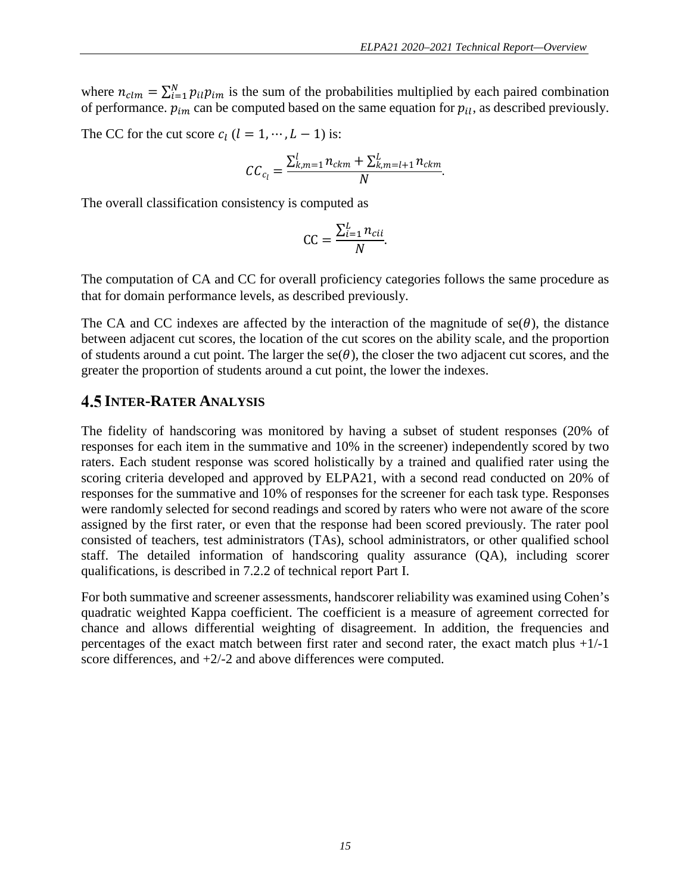where $n_{clm} = \sum_{i=1}^{N} p_{il} p_{im}$ is the sum of the probabilities multiplied by each paired combination of performance. $p_{im}$ can be computed based on the same equation for $p_{il}$, as described previously.

The CC for the cut score $c_l$ ($l = 1, \cdots, L-1$) is:

$$CC_{c_l} = \frac{\sum_{k,m=1}^{l} n_{ckm} + \sum_{k,m=l+1}^{L} n_{ckm}}{N}.$$

The overall classification consistency is computed as

$$\mathrm{CC} = \frac{\sum_{i=1}^{L} n_{cii}}{N}.$$

The computation of CA and CC for overall proficiency categories follows the same procedure as that for domain performance levels, as described previously.

The CA and CC indexes are affected by the interaction of the magnitude of se($\theta$), the distance between adjacent cut scores, the location of the cut scores on the ability scale, and the proportion of students around a cut point. The larger the se($\theta$), the closer the two adjacent cut scores, and the greater the proportion of students around a cut point, the lower the indexes.

## 4.5 Inter-Rater Analysis

The fidelity of handscoring was monitored by having a subset of student responses (20% of responses for each item in the summative and 10% in the screener) independently scored by two raters. Each student response was scored holistically by a trained and qualified rater using the scoring criteria developed and approved by ELPA21, with a second read conducted on 20% of responses for the summative and 10% of responses for the screener for each task type. Responses were randomly selected for second readings and scored by raters who were not aware of the score assigned by the first rater, or even that the response had been scored previously. The rater pool consisted of teachers, test administrators (TAs), school administrators, or other qualified school staff. The detailed information of handscoring quality assurance (QA), including scorer qualifications, is described in 7.2.2 of technical report Part I.

For both summative and screener assessments, handscorer reliability was examined using Cohen's quadratic weighted Kappa coefficient. The coefficient is a measure of agreement corrected for chance and allows differential weighting of disagreement. In addition, the frequencies and percentages of the exact match between first rater and second rater, the exact match plus +1/-1 score differences, and +2/-2 and above differences were computed.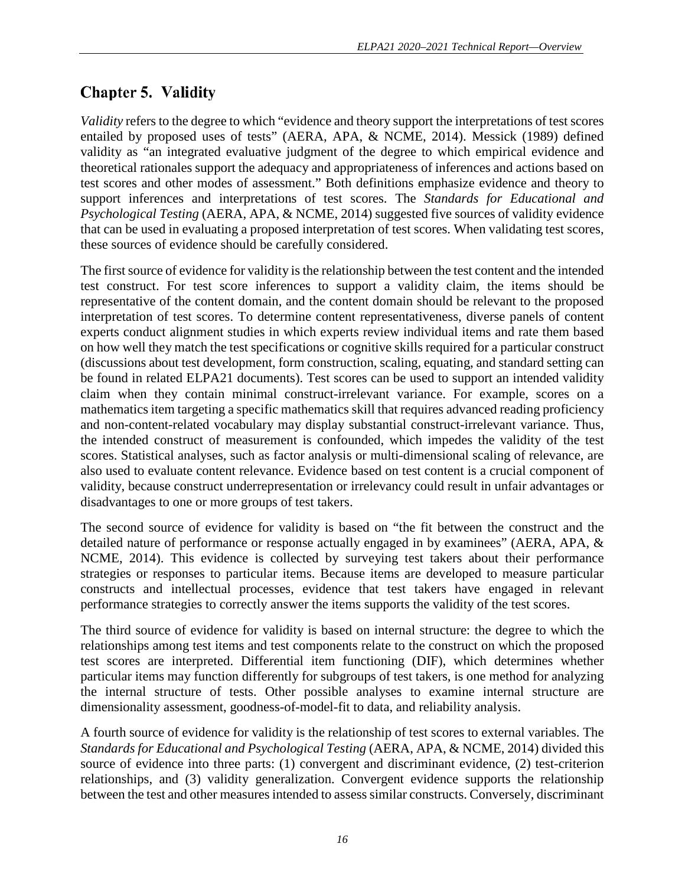# Chapter 5. Validity

*Validity* refers to the degree to which "evidence and theory support the interpretations of test scores entailed by proposed uses of tests" (AERA, APA, & NCME, 2014). Messick (1989) defined validity as "an integrated evaluative judgment of the degree to which empirical evidence and theoretical rationales support the adequacy and appropriateness of inferences and actions based on test scores and other modes of assessment." Both definitions emphasize evidence and theory to support inferences and interpretations of test scores. The *Standards for Educational and Psychological Testing* (AERA, APA, & NCME, 2014) suggested five sources of validity evidence that can be used in evaluating a proposed interpretation of test scores. When validating test scores, these sources of evidence should be carefully considered.

The first source of evidence for validity is the relationship between the test content and the intended test construct. For test score inferences to support a validity claim, the items should be representative of the content domain, and the content domain should be relevant to the proposed interpretation of test scores. To determine content representativeness, diverse panels of content experts conduct alignment studies in which experts review individual items and rate them based on how well they match the test specifications or cognitive skills required for a particular construct (discussions about test development, form construction, scaling, equating, and standard setting can be found in related ELPA21 documents). Test scores can be used to support an intended validity claim when they contain minimal construct-irrelevant variance. For example, scores on a mathematics item targeting a specific mathematics skill that requires advanced reading proficiency and non-content-related vocabulary may display substantial construct-irrelevant variance. Thus, the intended construct of measurement is confounded, which impedes the validity of the test scores. Statistical analyses, such as factor analysis or multi-dimensional scaling of relevance, are also used to evaluate content relevance. Evidence based on test content is a crucial component of validity, because construct underrepresentation or irrelevancy could result in unfair advantages or disadvantages to one or more groups of test takers.

The second source of evidence for validity is based on "the fit between the construct and the detailed nature of performance or response actually engaged in by examinees" (AERA, APA, & NCME, 2014). This evidence is collected by surveying test takers about their performance strategies or responses to particular items. Because items are developed to measure particular constructs and intellectual processes, evidence that test takers have engaged in relevant performance strategies to correctly answer the items supports the validity of the test scores.

The third source of evidence for validity is based on internal structure: the degree to which the relationships among test items and test components relate to the construct on which the proposed test scores are interpreted. Differential item functioning (DIF), which determines whether particular items may function differently for subgroups of test takers, is one method for analyzing the internal structure of tests. Other possible analyses to examine internal structure are dimensionality assessment, goodness-of-model-fit to data, and reliability analysis.

A fourth source of evidence for validity is the relationship of test scores to external variables. The *Standards for Educational and Psychological Testing* (AERA, APA, & NCME, 2014) divided this source of evidence into three parts: (1) convergent and discriminant evidence, (2) test-criterion relationships, and (3) validity generalization. Convergent evidence supports the relationship between the test and other measures intended to assess similar constructs. Conversely, discriminant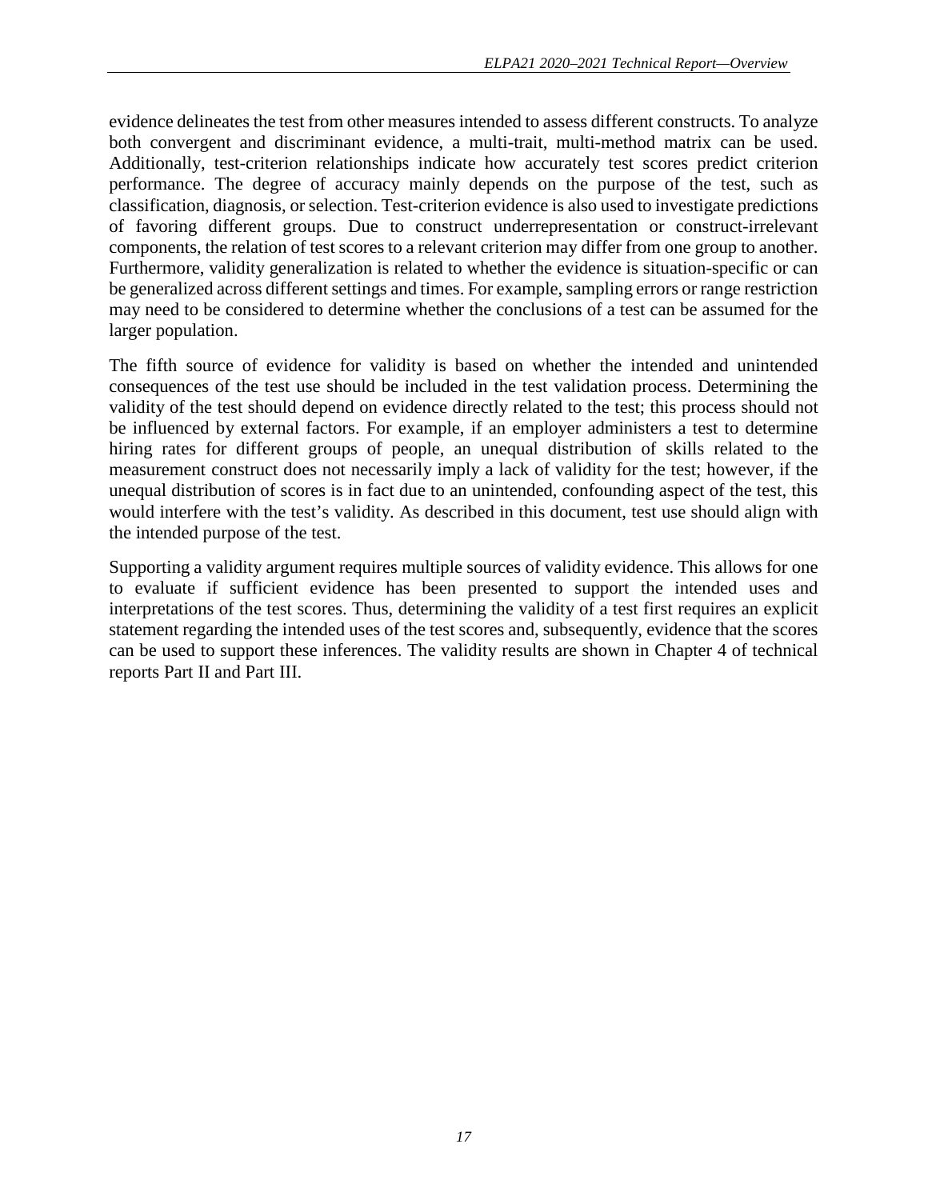evidence delineates the test from other measures intended to assess different constructs. To analyze both convergent and discriminant evidence, a multi-trait, multi-method matrix can be used. Additionally, test-criterion relationships indicate how accurately test scores predict criterion performance. The degree of accuracy mainly depends on the purpose of the test, such as classification, diagnosis, or selection. Test-criterion evidence is also used to investigate predictions of favoring different groups. Due to construct underrepresentation or construct-irrelevant components, the relation of test scores to a relevant criterion may differ from one group to another. Furthermore, validity generalization is related to whether the evidence is situation-specific or can be generalized across different settings and times. For example, sampling errors or range restriction may need to be considered to determine whether the conclusions of a test can be assumed for the larger population.

The fifth source of evidence for validity is based on whether the intended and unintended consequences of the test use should be included in the test validation process. Determining the validity of the test should depend on evidence directly related to the test; this process should not be influenced by external factors. For example, if an employer administers a test to determine hiring rates for different groups of people, an unequal distribution of skills related to the measurement construct does not necessarily imply a lack of validity for the test; however, if the unequal distribution of scores is in fact due to an unintended, confounding aspect of the test, this would interfere with the test's validity. As described in this document, test use should align with the intended purpose of the test.

Supporting a validity argument requires multiple sources of validity evidence. This allows for one to evaluate if sufficient evidence has been presented to support the intended uses and interpretations of the test scores. Thus, determining the validity of a test first requires an explicit statement regarding the intended uses of the test scores and, subsequently, evidence that the scores can be used to support these inferences. The validity results are shown in Chapter 4 of technical reports Part II and Part III.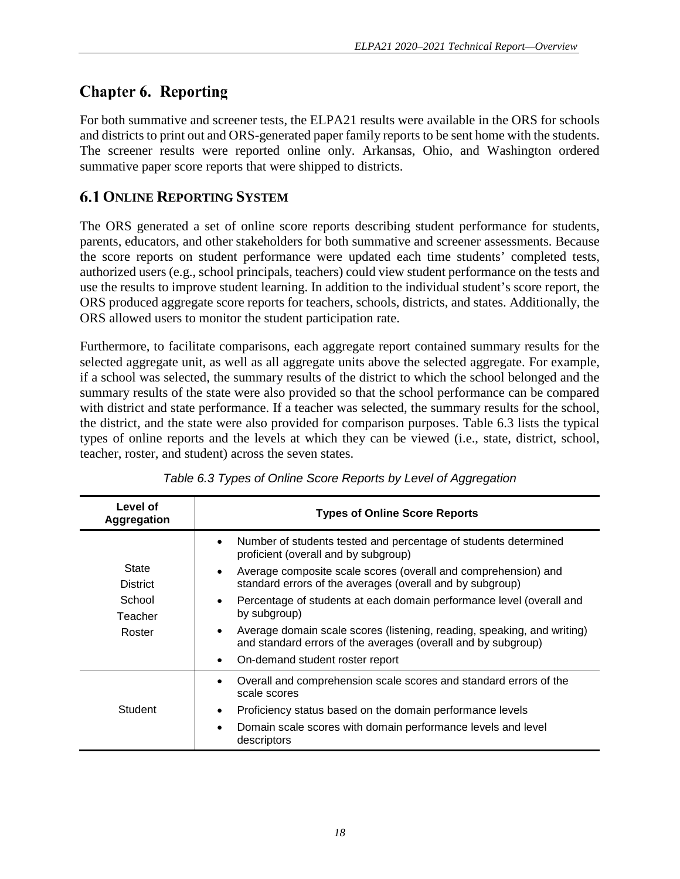# Chapter 6. Reporting

For both summative and screener tests, the ELPA21 results were available in the ORS for schools and districts to print out and ORS-generated paper family reports to be sent home with the students. The screener results were reported online only. Arkansas, Ohio, and Washington ordered summative paper score reports that were shipped to districts.

## 6.1 Online Reporting System

The ORS generated a set of online score reports describing student performance for students, parents, educators, and other stakeholders for both summative and screener assessments. Because the score reports on student performance were updated each time students' completed tests, authorized users (e.g., school principals, teachers) could view student performance on the tests and use the results to improve student learning. In addition to the individual student's score report, the ORS produced aggregate score reports for teachers, schools, districts, and states. Additionally, the ORS allowed users to monitor the student participation rate.

Furthermore, to facilitate comparisons, each aggregate report contained summary results for the selected aggregate unit, as well as all aggregate units above the selected aggregate. For example, if a school was selected, the summary results of the district to which the school belonged and the summary results of the state were also provided so that the school performance can be compared with district and state performance. If a teacher was selected, the summary results for the school, the district, and the state were also provided for comparison purposes. Table 6.3 lists the typical types of online reports and the levels at which they can be viewed (i.e., state, district, school, teacher, roster, and student) across the seven states.

*Table 6.3 Types of Online Score Reports by Level of Aggregation*

| Level of Aggregation | Types of Online Score Reports |
|---|---|
| State<br>District<br>School<br>Teacher<br>Roster | • Number of students tested and percentage of students determined proficient (overall and by subgroup)<br>• Average composite scale scores (overall and comprehension) and standard errors of the averages (overall and by subgroup)<br>• Percentage of students at each domain performance level (overall and by subgroup)<br>• Average domain scale scores (listening, reading, speaking, and writing) and standard errors of the averages (overall and by subgroup)<br>• On-demand student roster report |
| Student | • Overall and comprehension scale scores and standard errors of the scale scores<br>• Proficiency status based on the domain performance levels<br>• Domain scale scores with domain performance levels and level descriptors |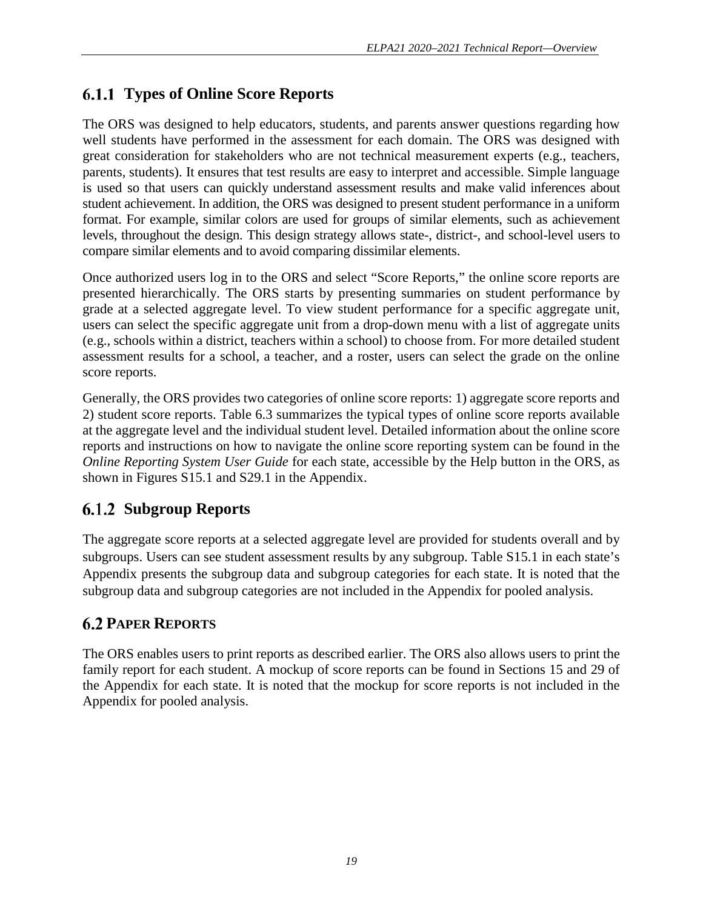### 6.1.1 Types of Online Score Reports

The ORS was designed to help educators, students, and parents answer questions regarding how well students have performed in the assessment for each domain. The ORS was designed with great consideration for stakeholders who are not technical measurement experts (e.g., teachers, parents, students). It ensures that test results are easy to interpret and accessible. Simple language is used so that users can quickly understand assessment results and make valid inferences about student achievement. In addition, the ORS was designed to present student performance in a uniform format. For example, similar colors are used for groups of similar elements, such as achievement levels, throughout the design. This design strategy allows state-, district-, and school-level users to compare similar elements and to avoid comparing dissimilar elements.

Once authorized users log in to the ORS and select "Score Reports," the online score reports are presented hierarchically. The ORS starts by presenting summaries on student performance by grade at a selected aggregate level. To view student performance for a specific aggregate unit, users can select the specific aggregate unit from a drop-down menu with a list of aggregate units (e.g., schools within a district, teachers within a school) to choose from. For more detailed student assessment results for a school, a teacher, and a roster, users can select the grade on the online score reports.

Generally, the ORS provides two categories of online score reports: 1) aggregate score reports and 2) student score reports. Table 6.3 summarizes the typical types of online score reports available at the aggregate level and the individual student level. Detailed information about the online score reports and instructions on how to navigate the online score reporting system can be found in the *Online Reporting System User Guide* for each state, accessible by the Help button in the ORS, as shown in Figures S15.1 and S29.1 in the Appendix.

### 6.1.2 Subgroup Reports

The aggregate score reports at a selected aggregate level are provided for students overall and by subgroups. Users can see student assessment results by any subgroup. Table S15.1 in each state's Appendix presents the subgroup data and subgroup categories for each state. It is noted that the subgroup data and subgroup categories are not included in the Appendix for pooled analysis.

## 6.2 PAPER REPORTS

The ORS enables users to print reports as described earlier. The ORS also allows users to print the family report for each student. A mockup of score reports can be found in Sections 15 and 29 of the Appendix for each state. It is noted that the mockup for score reports is not included in the Appendix for pooled analysis.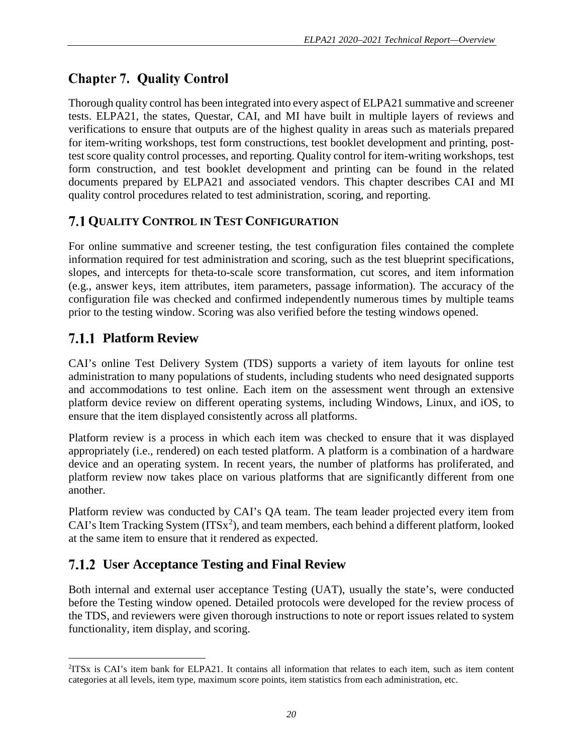# Chapter 7. Quality Control

Thorough quality control has been integrated into every aspect of ELPA21 summative and screener tests. ELPA21, the states, Questar, CAI, and MI have built in multiple layers of reviews and verifications to ensure that outputs are of the highest quality in areas such as materials prepared for item-writing workshops, test form constructions, test booklet development and printing, post-test score quality control processes, and reporting. Quality control for item-writing workshops, test form construction, and test booklet development and printing can be found in the related documents prepared by ELPA21 and associated vendors. This chapter describes CAI and MI quality control procedures related to test administration, scoring, and reporting.

## 7.1 Quality Control in Test Configuration

For online summative and screener testing, the test configuration files contained the complete information required for test administration and scoring, such as the test blueprint specifications, slopes, and intercepts for theta-to-scale score transformation, cut scores, and item information (e.g., answer keys, item attributes, item parameters, passage information). The accuracy of the configuration file was checked and confirmed independently numerous times by multiple teams prior to the testing window. Scoring was also verified before the testing windows opened.

### 7.1.1 Platform Review

CAI's online Test Delivery System (TDS) supports a variety of item layouts for online test administration to many populations of students, including students who need designated supports and accommodations to test online. Each item on the assessment went through an extensive platform device review on different operating systems, including Windows, Linux, and iOS, to ensure that the item displayed consistently across all platforms.

Platform review is a process in which each item was checked to ensure that it was displayed appropriately (i.e., rendered) on each tested platform. A platform is a combination of a hardware device and an operating system. In recent years, the number of platforms has proliferated, and platform review now takes place on various platforms that are significantly different from one another.

Platform review was conducted by CAI's QA team. The team leader projected every item from CAI's Item Tracking System (ITSx[2]), and team members, each behind a different platform, looked at the same item to ensure that it rendered as expected.

### 7.1.2 User Acceptance Testing and Final Review

Both internal and external user acceptance Testing (UAT), usually the state's, were conducted before the Testing window opened. Detailed protocols were developed for the review process of the TDS, and reviewers were given thorough instructions to note or report issues related to system functionality, item display, and scoring.

---

[2]ITSx is CAI's item bank for ELPA21. It contains all information that relates to each item, such as item content categories at all levels, item type, maximum score points, item statistics from each administration, etc.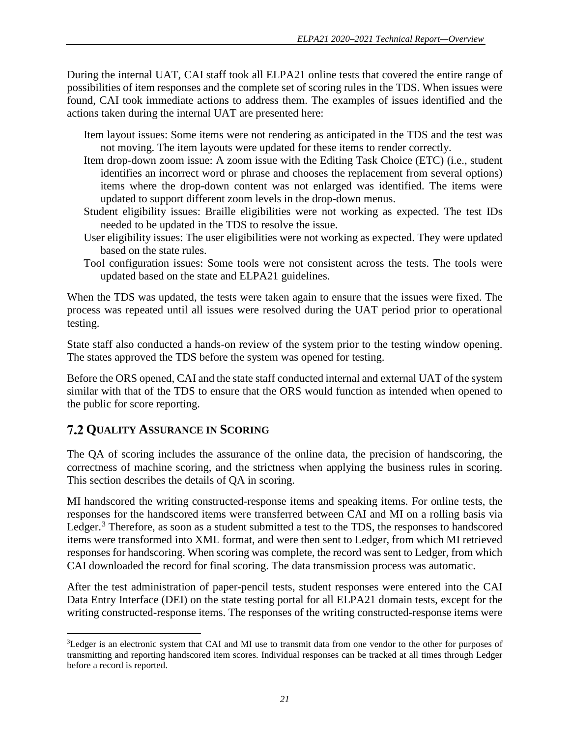During the internal UAT, CAI staff took all ELPA21 online tests that covered the entire range of possibilities of item responses and the complete set of scoring rules in the TDS. When issues were found, CAI took immediate actions to address them. The examples of issues identified and the actions taken during the internal UAT are presented here:

- Item layout issues: Some items were not rendering as anticipated in the TDS and the test was not moving. The item layouts were updated for these items to render correctly.
- Item drop-down zoom issue: A zoom issue with the Editing Task Choice (ETC) (i.e., student identifies an incorrect word or phrase and chooses the replacement from several options) items where the drop-down content was not enlarged was identified. The items were updated to support different zoom levels in the drop-down menus.
- Student eligibility issues: Braille eligibilities were not working as expected. The test IDs needed to be updated in the TDS to resolve the issue.
- User eligibility issues: The user eligibilities were not working as expected. They were updated based on the state rules.
- Tool configuration issues: Some tools were not consistent across the tests. The tools were updated based on the state and ELPA21 guidelines.

When the TDS was updated, the tests were taken again to ensure that the issues were fixed. The process was repeated until all issues were resolved during the UAT period prior to operational testing.

State staff also conducted a hands-on review of the system prior to the testing window opening. The states approved the TDS before the system was opened for testing.

Before the ORS opened, CAI and the state staff conducted internal and external UAT of the system similar with that of the TDS to ensure that the ORS would function as intended when opened to the public for score reporting.

## 7.2 Quality Assurance in Scoring

The QA of scoring includes the assurance of the online data, the precision of handscoring, the correctness of machine scoring, and the strictness when applying the business rules in scoring. This section describes the details of QA in scoring.

MI handscored the writing constructed-response items and speaking items. For online tests, the responses for the handscored items were transferred between CAI and MI on a rolling basis via Ledger.[3] Therefore, as soon as a student submitted a test to the TDS, the responses to handscored items were transformed into XML format, and were then sent to Ledger, from which MI retrieved responses for handscoring. When scoring was complete, the record was sent to Ledger, from which CAI downloaded the record for final scoring. The data transmission process was automatic.

After the test administration of paper-pencil tests, student responses were entered into the CAI Data Entry Interface (DEI) on the state testing portal for all ELPA21 domain tests, except for the writing constructed-response items. The responses of the writing constructed-response items were

[3] Ledger is an electronic system that CAI and MI use to transmit data from one vendor to the other for purposes of transmitting and reporting handscored item scores. Individual responses can be tracked at all times through Ledger before a record is reported.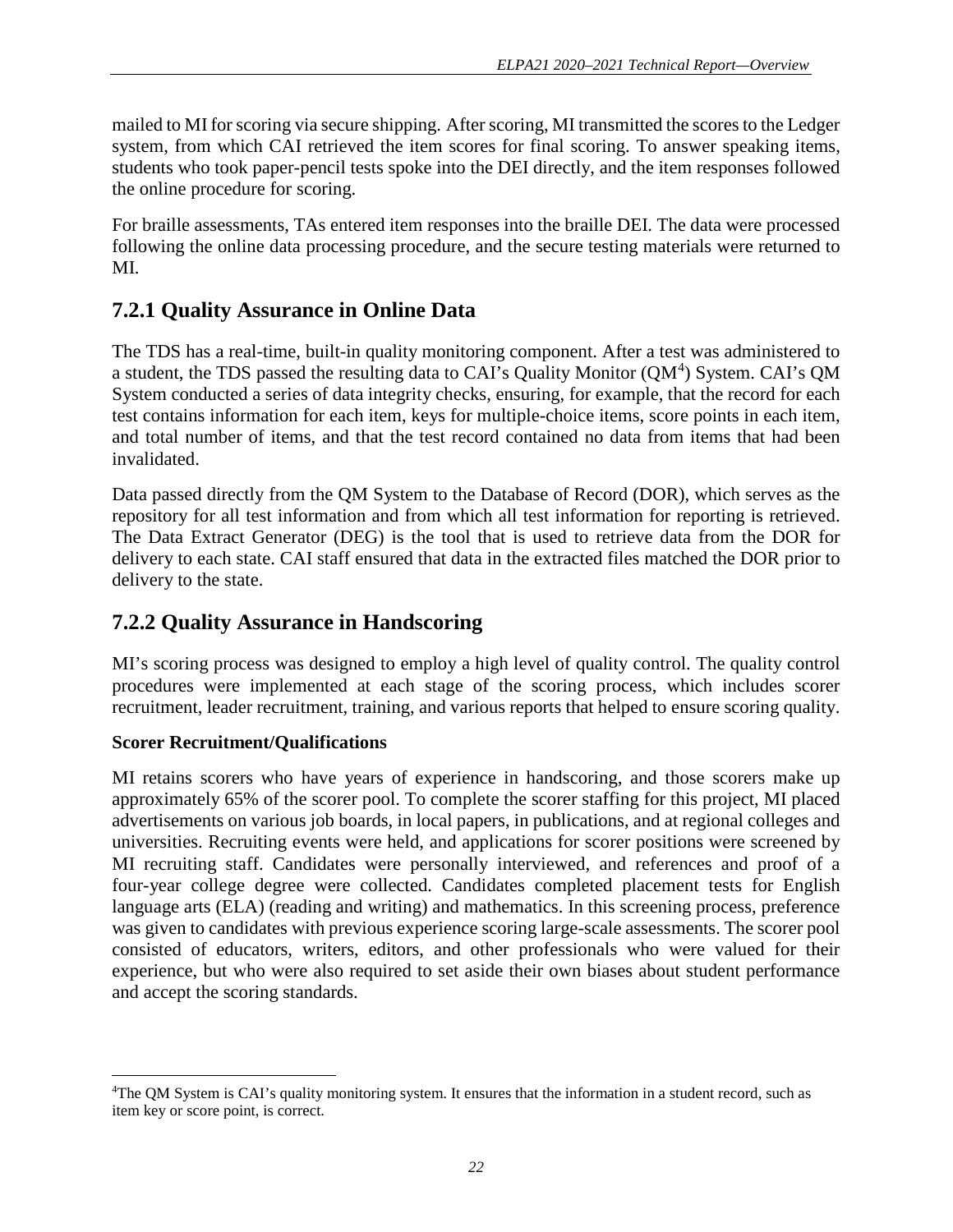mailed to MI for scoring via secure shipping. After scoring, MI transmitted the scores to the Ledger system, from which CAI retrieved the item scores for final scoring. To answer speaking items, students who took paper-pencil tests spoke into the DEI directly, and the item responses followed the online procedure for scoring.

For braille assessments, TAs entered item responses into the braille DEI. The data were processed following the online data processing procedure, and the secure testing materials were returned to MI.

## 7.2.1 Quality Assurance in Online Data

The TDS has a real-time, built-in quality monitoring component. After a test was administered to a student, the TDS passed the resulting data to CAI's Quality Monitor (QM[4]) System. CAI's QM System conducted a series of data integrity checks, ensuring, for example, that the record for each test contains information for each item, keys for multiple-choice items, score points in each item, and total number of items, and that the test record contained no data from items that had been invalidated.

Data passed directly from the QM System to the Database of Record (DOR), which serves as the repository for all test information and from which all test information for reporting is retrieved. The Data Extract Generator (DEG) is the tool that is used to retrieve data from the DOR for delivery to each state. CAI staff ensured that data in the extracted files matched the DOR prior to delivery to the state.

## 7.2.2 Quality Assurance in Handscoring

MI's scoring process was designed to employ a high level of quality control. The quality control procedures were implemented at each stage of the scoring process, which includes scorer recruitment, leader recruitment, training, and various reports that helped to ensure scoring quality.

**Scorer Recruitment/Qualifications**

MI retains scorers who have years of experience in handscoring, and those scorers make up approximately 65% of the scorer pool. To complete the scorer staffing for this project, MI placed advertisements on various job boards, in local papers, in publications, and at regional colleges and universities. Recruiting events were held, and applications for scorer positions were screened by MI recruiting staff. Candidates were personally interviewed, and references and proof of a four-year college degree were collected. Candidates completed placement tests for English language arts (ELA) (reading and writing) and mathematics. In this screening process, preference was given to candidates with previous experience scoring large-scale assessments. The scorer pool consisted of educators, writers, editors, and other professionals who were valued for their experience, but who were also required to set aside their own biases about student performance and accept the scoring standards.

[4]The QM System is CAI's quality monitoring system. It ensures that the information in a student record, such as item key or score point, is correct.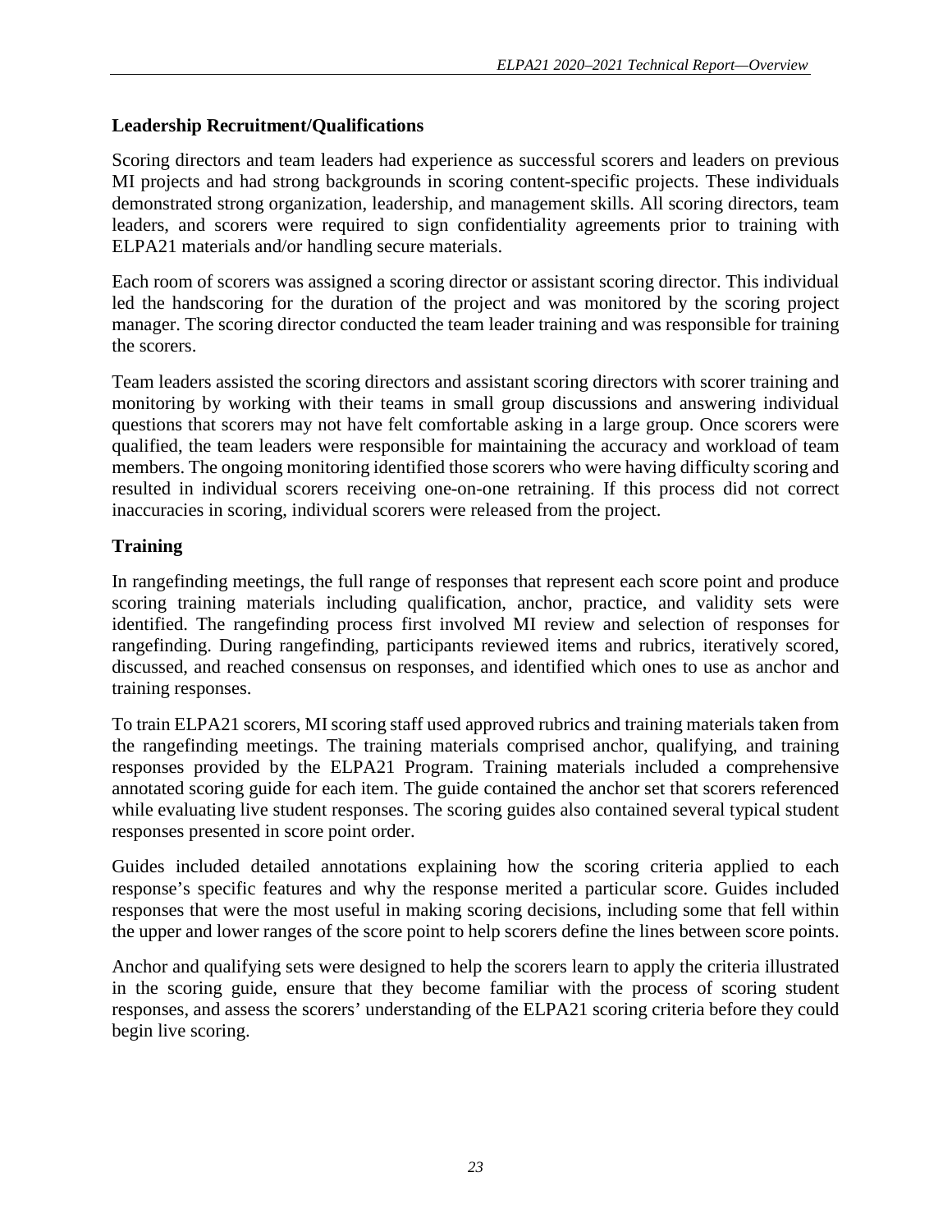### Leadership Recruitment/Qualifications

Scoring directors and team leaders had experience as successful scorers and leaders on previous MI projects and had strong backgrounds in scoring content-specific projects. These individuals demonstrated strong organization, leadership, and management skills. All scoring directors, team leaders, and scorers were required to sign confidentiality agreements prior to training with ELPA21 materials and/or handling secure materials.

Each room of scorers was assigned a scoring director or assistant scoring director. This individual led the handscoring for the duration of the project and was monitored by the scoring project manager. The scoring director conducted the team leader training and was responsible for training the scorers.

Team leaders assisted the scoring directors and assistant scoring directors with scorer training and monitoring by working with their teams in small group discussions and answering individual questions that scorers may not have felt comfortable asking in a large group. Once scorers were qualified, the team leaders were responsible for maintaining the accuracy and workload of team members. The ongoing monitoring identified those scorers who were having difficulty scoring and resulted in individual scorers receiving one-on-one retraining. If this process did not correct inaccuracies in scoring, individual scorers were released from the project.

### Training

In rangefinding meetings, the full range of responses that represent each score point and produce scoring training materials including qualification, anchor, practice, and validity sets were identified. The rangefinding process first involved MI review and selection of responses for rangefinding. During rangefinding, participants reviewed items and rubrics, iteratively scored, discussed, and reached consensus on responses, and identified which ones to use as anchor and training responses.

To train ELPA21 scorers, MI scoring staff used approved rubrics and training materials taken from the rangefinding meetings. The training materials comprised anchor, qualifying, and training responses provided by the ELPA21 Program. Training materials included a comprehensive annotated scoring guide for each item. The guide contained the anchor set that scorers referenced while evaluating live student responses. The scoring guides also contained several typical student responses presented in score point order.

Guides included detailed annotations explaining how the scoring criteria applied to each response's specific features and why the response merited a particular score. Guides included responses that were the most useful in making scoring decisions, including some that fell within the upper and lower ranges of the score point to help scorers define the lines between score points.

Anchor and qualifying sets were designed to help the scorers learn to apply the criteria illustrated in the scoring guide, ensure that they become familiar with the process of scoring student responses, and assess the scorers' understanding of the ELPA21 scoring criteria before they could begin live scoring.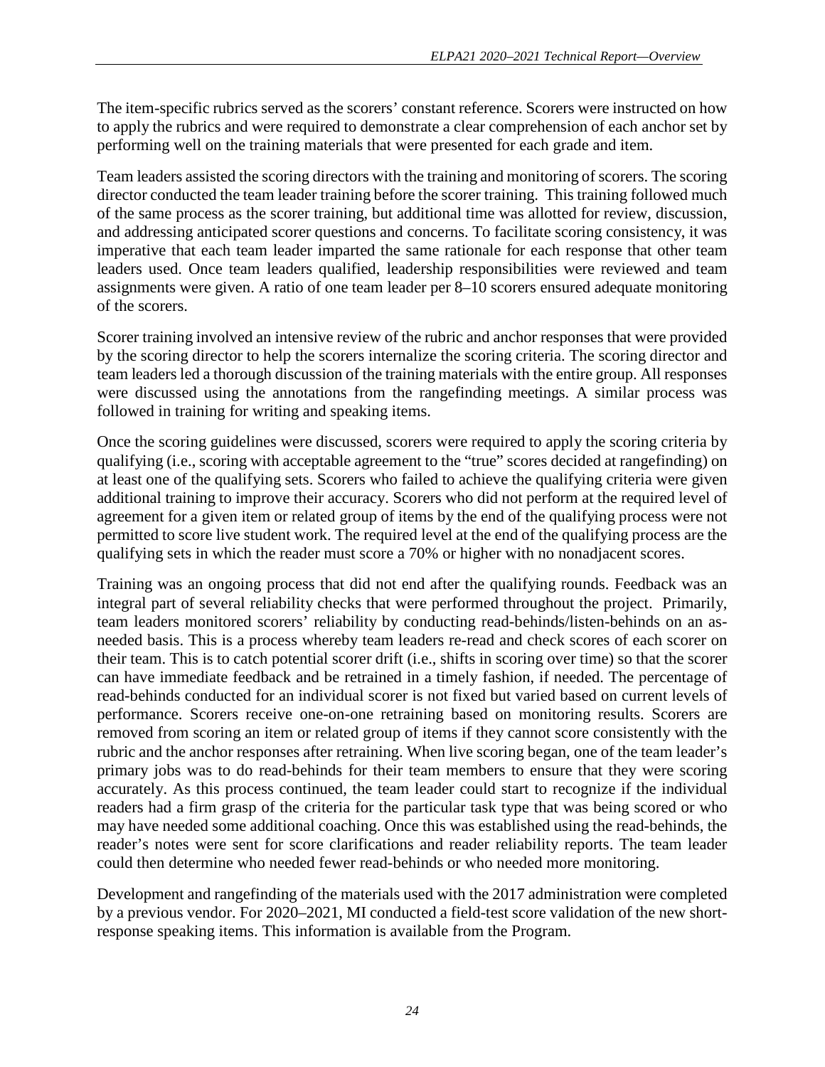The item-specific rubrics served as the scorers' constant reference. Scorers were instructed on how to apply the rubrics and were required to demonstrate a clear comprehension of each anchor set by performing well on the training materials that were presented for each grade and item.

Team leaders assisted the scoring directors with the training and monitoring of scorers. The scoring director conducted the team leader training before the scorer training. This training followed much of the same process as the scorer training, but additional time was allotted for review, discussion, and addressing anticipated scorer questions and concerns. To facilitate scoring consistency, it was imperative that each team leader imparted the same rationale for each response that other team leaders used. Once team leaders qualified, leadership responsibilities were reviewed and team assignments were given. A ratio of one team leader per 8–10 scorers ensured adequate monitoring of the scorers.

Scorer training involved an intensive review of the rubric and anchor responses that were provided by the scoring director to help the scorers internalize the scoring criteria. The scoring director and team leaders led a thorough discussion of the training materials with the entire group. All responses were discussed using the annotations from the rangefinding meetings. A similar process was followed in training for writing and speaking items.

Once the scoring guidelines were discussed, scorers were required to apply the scoring criteria by qualifying (i.e., scoring with acceptable agreement to the "true" scores decided at rangefinding) on at least one of the qualifying sets. Scorers who failed to achieve the qualifying criteria were given additional training to improve their accuracy. Scorers who did not perform at the required level of agreement for a given item or related group of items by the end of the qualifying process were not permitted to score live student work. The required level at the end of the qualifying process are the qualifying sets in which the reader must score a 70% or higher with no nonadjacent scores.

Training was an ongoing process that did not end after the qualifying rounds. Feedback was an integral part of several reliability checks that were performed throughout the project. Primarily, team leaders monitored scorers' reliability by conducting read-behinds/listen-behinds on an as-needed basis. This is a process whereby team leaders re-read and check scores of each scorer on their team. This is to catch potential scorer drift (i.e., shifts in scoring over time) so that the scorer can have immediate feedback and be retrained in a timely fashion, if needed. The percentage of read-behinds conducted for an individual scorer is not fixed but varied based on current levels of performance. Scorers receive one-on-one retraining based on monitoring results. Scorers are removed from scoring an item or related group of items if they cannot score consistently with the rubric and the anchor responses after retraining. When live scoring began, one of the team leader's primary jobs was to do read-behinds for their team members to ensure that they were scoring accurately. As this process continued, the team leader could start to recognize if the individual readers had a firm grasp of the criteria for the particular task type that was being scored or who may have needed some additional coaching. Once this was established using the read-behinds, the reader's notes were sent for score clarifications and reader reliability reports. The team leader could then determine who needed fewer read-behinds or who needed more monitoring.

Development and rangefinding of the materials used with the 2017 administration were completed by a previous vendor. For 2020–2021, MI conducted a field-test score validation of the new short-response speaking items. This information is available from the Program.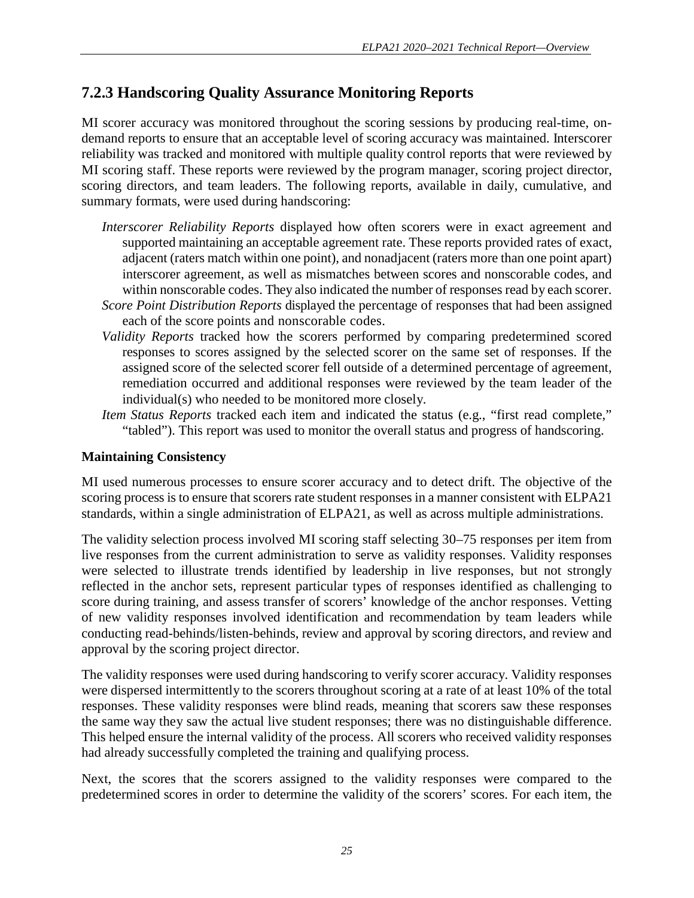### 7.2.3 Handscoring Quality Assurance Monitoring Reports

MI scorer accuracy was monitored throughout the scoring sessions by producing real-time, on-demand reports to ensure that an acceptable level of scoring accuracy was maintained. Interscorer reliability was tracked and monitored with multiple quality control reports that were reviewed by MI scoring staff. These reports were reviewed by the program manager, scoring project director, scoring directors, and team leaders. The following reports, available in daily, cumulative, and summary formats, were used during handscoring:

*Interscorer Reliability Reports* displayed how often scorers were in exact agreement and supported maintaining an acceptable agreement rate. These reports provided rates of exact, adjacent (raters match within one point), and nonadjacent (raters more than one point apart) interscorer agreement, as well as mismatches between scores and nonscorable codes, and within nonscorable codes. They also indicated the number of responses read by each scorer.

*Score Point Distribution Reports* displayed the percentage of responses that had been assigned each of the score points and nonscorable codes.

*Validity Reports* tracked how the scorers performed by comparing predetermined scored responses to scores assigned by the selected scorer on the same set of responses. If the assigned score of the selected scorer fell outside of a determined percentage of agreement, remediation occurred and additional responses were reviewed by the team leader of the individual(s) who needed to be monitored more closely.

*Item Status Reports* tracked each item and indicated the status (e.g., "first read complete," "tabled"). This report was used to monitor the overall status and progress of handscoring.

**Maintaining Consistency**

MI used numerous processes to ensure scorer accuracy and to detect drift. The objective of the scoring process is to ensure that scorers rate student responses in a manner consistent with ELPA21 standards, within a single administration of ELPA21, as well as across multiple administrations.

The validity selection process involved MI scoring staff selecting 30–75 responses per item from live responses from the current administration to serve as validity responses. Validity responses were selected to illustrate trends identified by leadership in live responses, but not strongly reflected in the anchor sets, represent particular types of responses identified as challenging to score during training, and assess transfer of scorers' knowledge of the anchor responses. Vetting of new validity responses involved identification and recommendation by team leaders while conducting read-behinds/listen-behinds, review and approval by scoring directors, and review and approval by the scoring project director.

The validity responses were used during handscoring to verify scorer accuracy. Validity responses were dispersed intermittently to the scorers throughout scoring at a rate of at least 10% of the total responses. These validity responses were blind reads, meaning that scorers saw these responses the same way they saw the actual live student responses; there was no distinguishable difference. This helped ensure the internal validity of the process. All scorers who received validity responses had already successfully completed the training and qualifying process.

Next, the scores that the scorers assigned to the validity responses were compared to the predetermined scores in order to determine the validity of the scorers' scores. For each item, the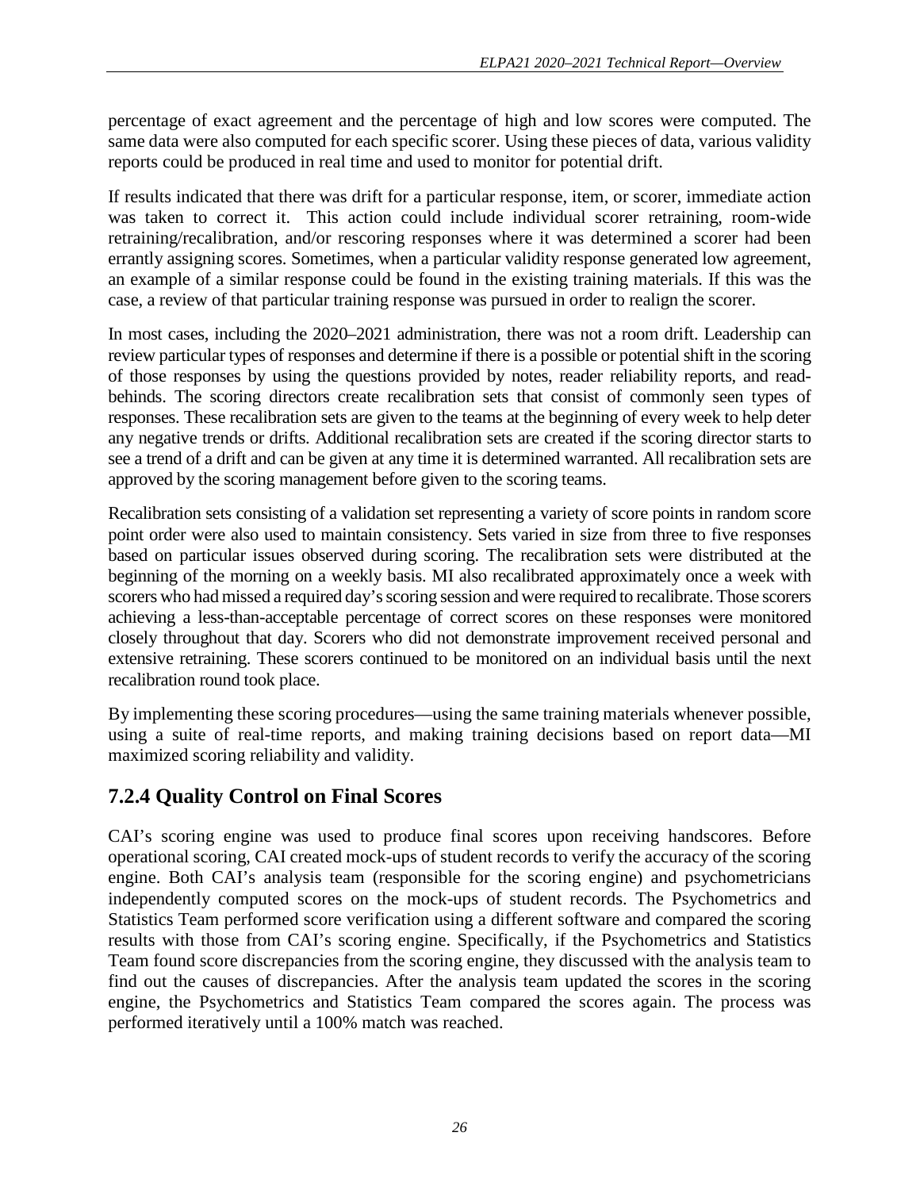percentage of exact agreement and the percentage of high and low scores were computed. The same data were also computed for each specific scorer. Using these pieces of data, various validity reports could be produced in real time and used to monitor for potential drift.

If results indicated that there was drift for a particular response, item, or scorer, immediate action was taken to correct it. This action could include individual scorer retraining, room-wide retraining/recalibration, and/or rescoring responses where it was determined a scorer had been errantly assigning scores. Sometimes, when a particular validity response generated low agreement, an example of a similar response could be found in the existing training materials. If this was the case, a review of that particular training response was pursued in order to realign the scorer.

In most cases, including the 2020–2021 administration, there was not a room drift. Leadership can review particular types of responses and determine if there is a possible or potential shift in the scoring of those responses by using the questions provided by notes, reader reliability reports, and read-behinds. The scoring directors create recalibration sets that consist of commonly seen types of responses. These recalibration sets are given to the teams at the beginning of every week to help deter any negative trends or drifts. Additional recalibration sets are created if the scoring director starts to see a trend of a drift and can be given at any time it is determined warranted. All recalibration sets are approved by the scoring management before given to the scoring teams.

Recalibration sets consisting of a validation set representing a variety of score points in random score point order were also used to maintain consistency. Sets varied in size from three to five responses based on particular issues observed during scoring. The recalibration sets were distributed at the beginning of the morning on a weekly basis. MI also recalibrated approximately once a week with scorers who had missed a required day's scoring session and were required to recalibrate. Those scorers achieving a less-than-acceptable percentage of correct scores on these responses were monitored closely throughout that day. Scorers who did not demonstrate improvement received personal and extensive retraining. These scorers continued to be monitored on an individual basis until the next recalibration round took place.

By implementing these scoring procedures—using the same training materials whenever possible, using a suite of real-time reports, and making training decisions based on report data—MI maximized scoring reliability and validity.

### 7.2.4 Quality Control on Final Scores

CAI's scoring engine was used to produce final scores upon receiving handscores. Before operational scoring, CAI created mock-ups of student records to verify the accuracy of the scoring engine. Both CAI's analysis team (responsible for the scoring engine) and psychometricians independently computed scores on the mock-ups of student records. The Psychometrics and Statistics Team performed score verification using a different software and compared the scoring results with those from CAI's scoring engine. Specifically, if the Psychometrics and Statistics Team found score discrepancies from the scoring engine, they discussed with the analysis team to find out the causes of discrepancies. After the analysis team updated the scores in the scoring engine, the Psychometrics and Statistics Team compared the scores again. The process was performed iteratively until a 100% match was reached.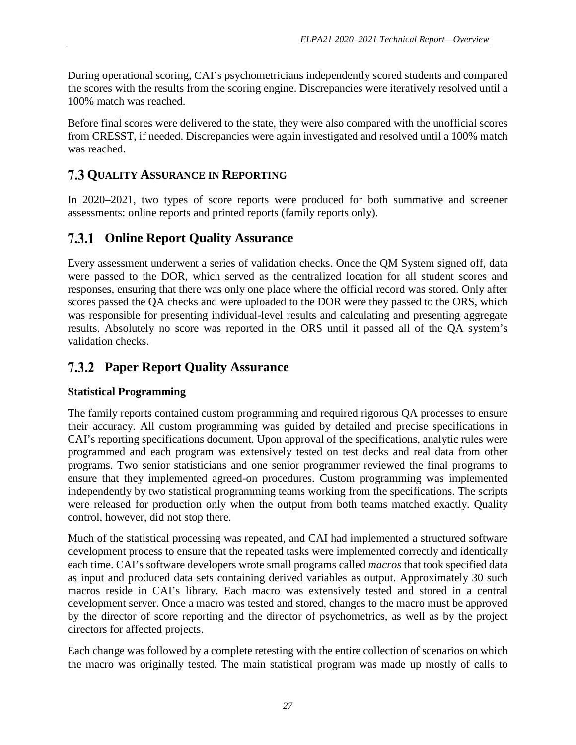During operational scoring, CAI's psychometricians independently scored students and compared the scores with the results from the scoring engine. Discrepancies were iteratively resolved until a 100% match was reached.

Before final scores were delivered to the state, they were also compared with the unofficial scores from CRESST, if needed. Discrepancies were again investigated and resolved until a 100% match was reached.

## 7.3 Quality Assurance in Reporting

In 2020–2021, two types of score reports were produced for both summative and screener assessments: online reports and printed reports (family reports only).

### 7.3.1 Online Report Quality Assurance

Every assessment underwent a series of validation checks. Once the QM System signed off, data were passed to the DOR, which served as the centralized location for all student scores and responses, ensuring that there was only one place where the official record was stored. Only after scores passed the QA checks and were uploaded to the DOR were they passed to the ORS, which was responsible for presenting individual-level results and calculating and presenting aggregate results. Absolutely no score was reported in the ORS until it passed all of the QA system's validation checks.

### 7.3.2 Paper Report Quality Assurance

**Statistical Programming**

The family reports contained custom programming and required rigorous QA processes to ensure their accuracy. All custom programming was guided by detailed and precise specifications in CAI's reporting specifications document. Upon approval of the specifications, analytic rules were programmed and each program was extensively tested on test decks and real data from other programs. Two senior statisticians and one senior programmer reviewed the final programs to ensure that they implemented agreed-on procedures. Custom programming was implemented independently by two statistical programming teams working from the specifications. The scripts were released for production only when the output from both teams matched exactly. Quality control, however, did not stop there.

Much of the statistical processing was repeated, and CAI had implemented a structured software development process to ensure that the repeated tasks were implemented correctly and identically each time. CAI's software developers wrote small programs called *macros* that took specified data as input and produced data sets containing derived variables as output. Approximately 30 such macros reside in CAI's library. Each macro was extensively tested and stored in a central development server. Once a macro was tested and stored, changes to the macro must be approved by the director of score reporting and the director of psychometrics, as well as by the project directors for affected projects.

Each change was followed by a complete retesting with the entire collection of scenarios on which the macro was originally tested. The main statistical program was made up mostly of calls to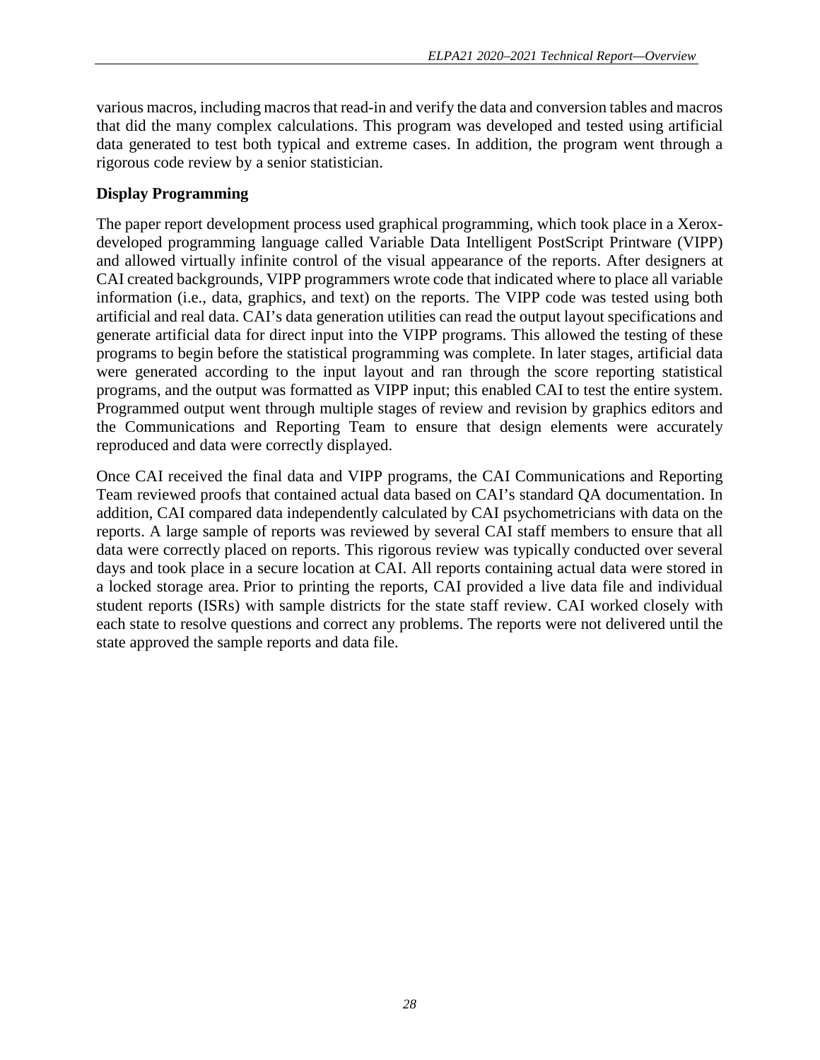various macros, including macros that read-in and verify the data and conversion tables and macros that did the many complex calculations. This program was developed and tested using artificial data generated to test both typical and extreme cases. In addition, the program went through a rigorous code review by a senior statistician.

### Display Programming

The paper report development process used graphical programming, which took place in a Xerox-developed programming language called Variable Data Intelligent PostScript Printware (VIPP) and allowed virtually infinite control of the visual appearance of the reports. After designers at CAI created backgrounds, VIPP programmers wrote code that indicated where to place all variable information (i.e., data, graphics, and text) on the reports. The VIPP code was tested using both artificial and real data. CAI's data generation utilities can read the output layout specifications and generate artificial data for direct input into the VIPP programs. This allowed the testing of these programs to begin before the statistical programming was complete. In later stages, artificial data were generated according to the input layout and ran through the score reporting statistical programs, and the output was formatted as VIPP input; this enabled CAI to test the entire system. Programmed output went through multiple stages of review and revision by graphics editors and the Communications and Reporting Team to ensure that design elements were accurately reproduced and data were correctly displayed.

Once CAI received the final data and VIPP programs, the CAI Communications and Reporting Team reviewed proofs that contained actual data based on CAI's standard QA documentation. In addition, CAI compared data independently calculated by CAI psychometricians with data on the reports. A large sample of reports was reviewed by several CAI staff members to ensure that all data were correctly placed on reports. This rigorous review was typically conducted over several days and took place in a secure location at CAI. All reports containing actual data were stored in a locked storage area. Prior to printing the reports, CAI provided a live data file and individual student reports (ISRs) with sample districts for the state staff review. CAI worked closely with each state to resolve questions and correct any problems. The reports were not delivered until the state approved the sample reports and data file.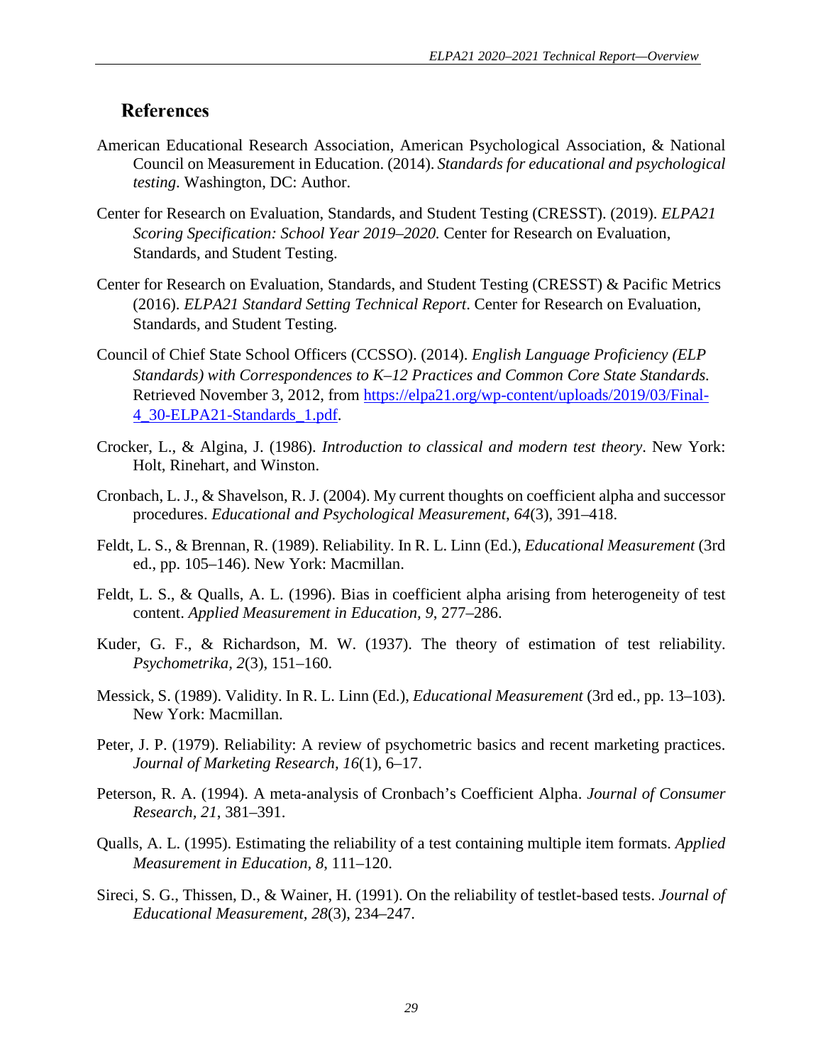## References

American Educational Research Association, American Psychological Association, & National Council on Measurement in Education. (2014). *Standards for educational and psychological testing*. Washington, DC: Author.

Center for Research on Evaluation, Standards, and Student Testing (CRESST). (2019). *ELPA21 Scoring Specification: School Year 2019–2020.* Center for Research on Evaluation, Standards, and Student Testing.

Center for Research on Evaluation, Standards, and Student Testing (CRESST) & Pacific Metrics (2016). *ELPA21 Standard Setting Technical Report*. Center for Research on Evaluation, Standards, and Student Testing.

Council of Chief State School Officers (CCSSO). (2014). *English Language Proficiency (ELP Standards) with Correspondences to K–12 Practices and Common Core State Standards*. Retrieved November 3, 2012, from [https://elpa21.org/wp-content/uploads/2019/03/Final-4_30-ELPA21-Standards_1.pdf](https://elpa21.org/wp-content/uploads/2019/03/Final-4_30-ELPA21-Standards_1.pdf).

Crocker, L., & Algina, J. (1986). *Introduction to classical and modern test theory*. New York: Holt, Rinehart, and Winston.

Cronbach, L. J., & Shavelson, R. J. (2004). My current thoughts on coefficient alpha and successor procedures. *Educational and Psychological Measurement*, *64*(3), 391–418.

Feldt, L. S., & Brennan, R. (1989). Reliability. In R. L. Linn (Ed.), *Educational Measurement* (3rd ed., pp. 105–146). New York: Macmillan.

Feldt, L. S., & Qualls, A. L. (1996). Bias in coefficient alpha arising from heterogeneity of test content. *Applied Measurement in Education, 9*, 277–286.

Kuder, G. F., & Richardson, M. W. (1937). The theory of estimation of test reliability. *Psychometrika*, *2*(3), 151–160.

Messick, S. (1989). Validity. In R. L. Linn (Ed.), *Educational Measurement* (3rd ed., pp. 13–103). New York: Macmillan.

Peter, J. P. (1979). Reliability: A review of psychometric basics and recent marketing practices. *Journal of Marketing Research, 16*(1), 6–17.

Peterson, R. A. (1994). A meta-analysis of Cronbach's Coefficient Alpha. *Journal of Consumer Research*, *21*, 381–391.

Qualls, A. L. (1995). Estimating the reliability of a test containing multiple item formats. *Applied Measurement in Education, 8*, 111–120.

Sireci, S. G., Thissen, D., & Wainer, H. (1991). On the reliability of testlet-based tests. *Journal of Educational Measurement*, *28*(3), 234–247.